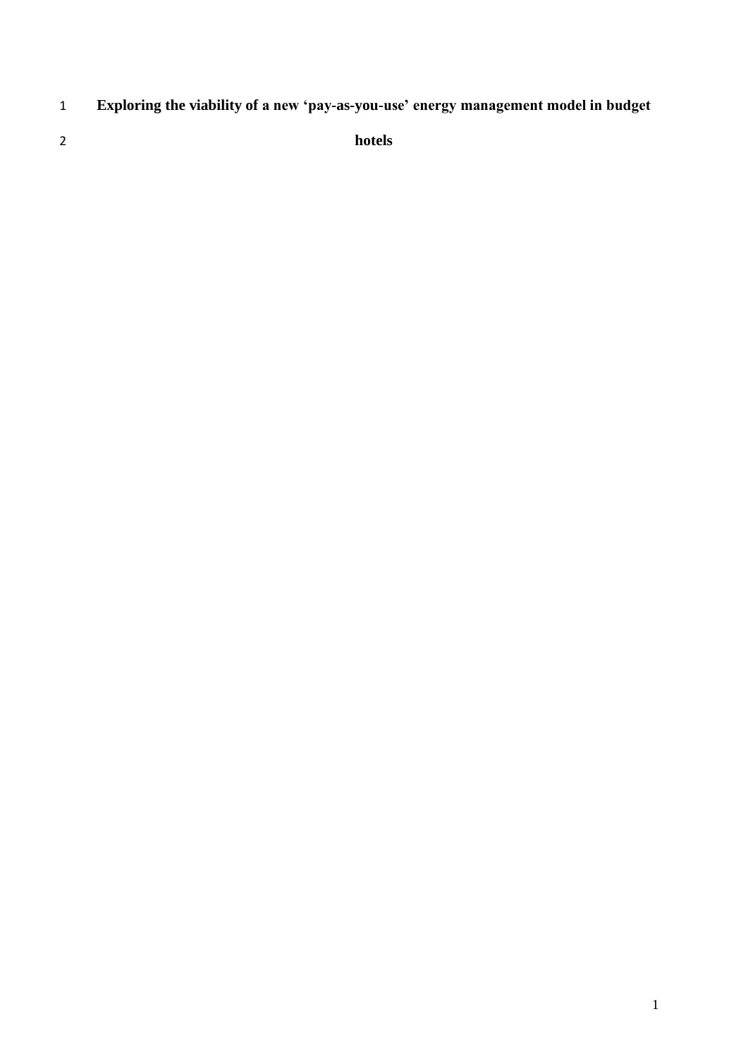# Exploring the viability of a new 'pay-as-you-use' energy management model in budget hotels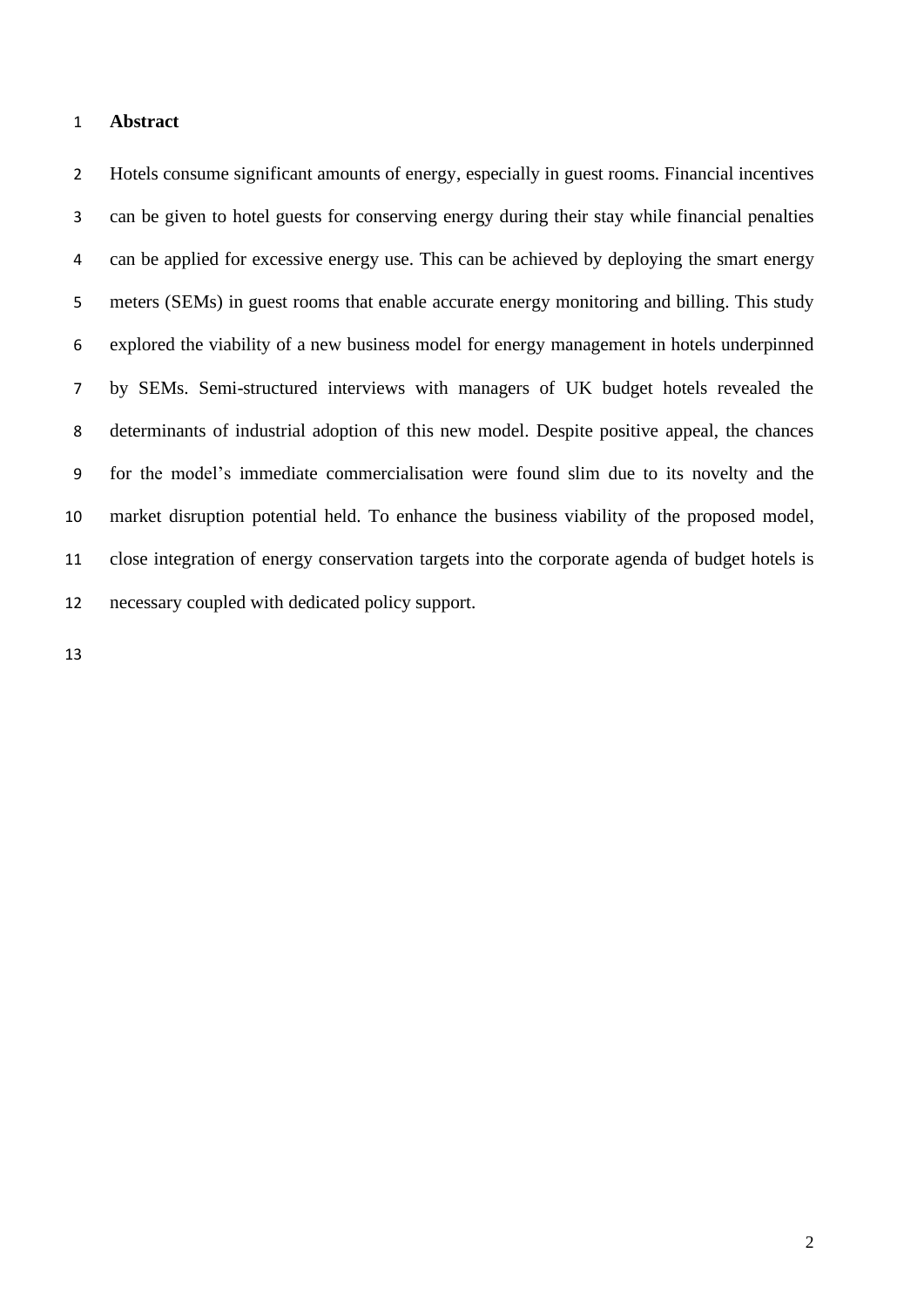## Abstract

Hotels consume significant amounts of energy, especially in guest rooms. Financial incentives can be given to hotel guests for conserving energy during their stay while financial penalties can be applied for excessive energy use. This can be achieved by deploying the smart energy meters (SEMs) in guest rooms that enable accurate energy monitoring and billing. This study explored the viability of a new business model for energy management in hotels underpinned by SEMs. Semi-structured interviews with managers of UK budget hotels revealed the determinants of industrial adoption of this new model. Despite positive appeal, the chances for the model's immediate commercialisation were found slim due to its novelty and the market disruption potential held. To enhance the business viability of the proposed model, close integration of energy conservation targets into the corporate agenda of budget hotels is necessary coupled with dedicated policy support.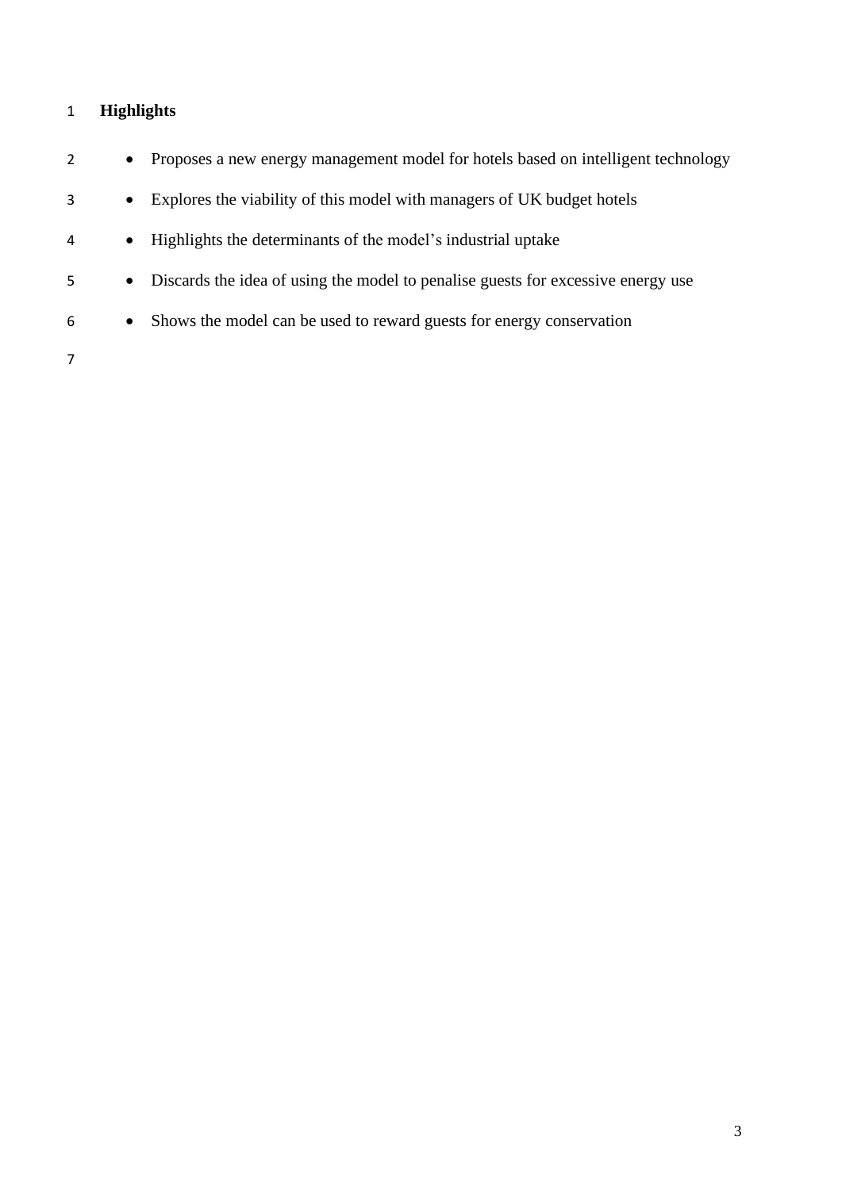## Highlights

- Proposes a new energy management model for hotels based on intelligent technology
- Explores the viability of this model with managers of UK budget hotels
- Highlights the determinants of the model's industrial uptake
- Discards the idea of using the model to penalise guests for excessive energy use
- Shows the model can be used to reward guests for energy conservation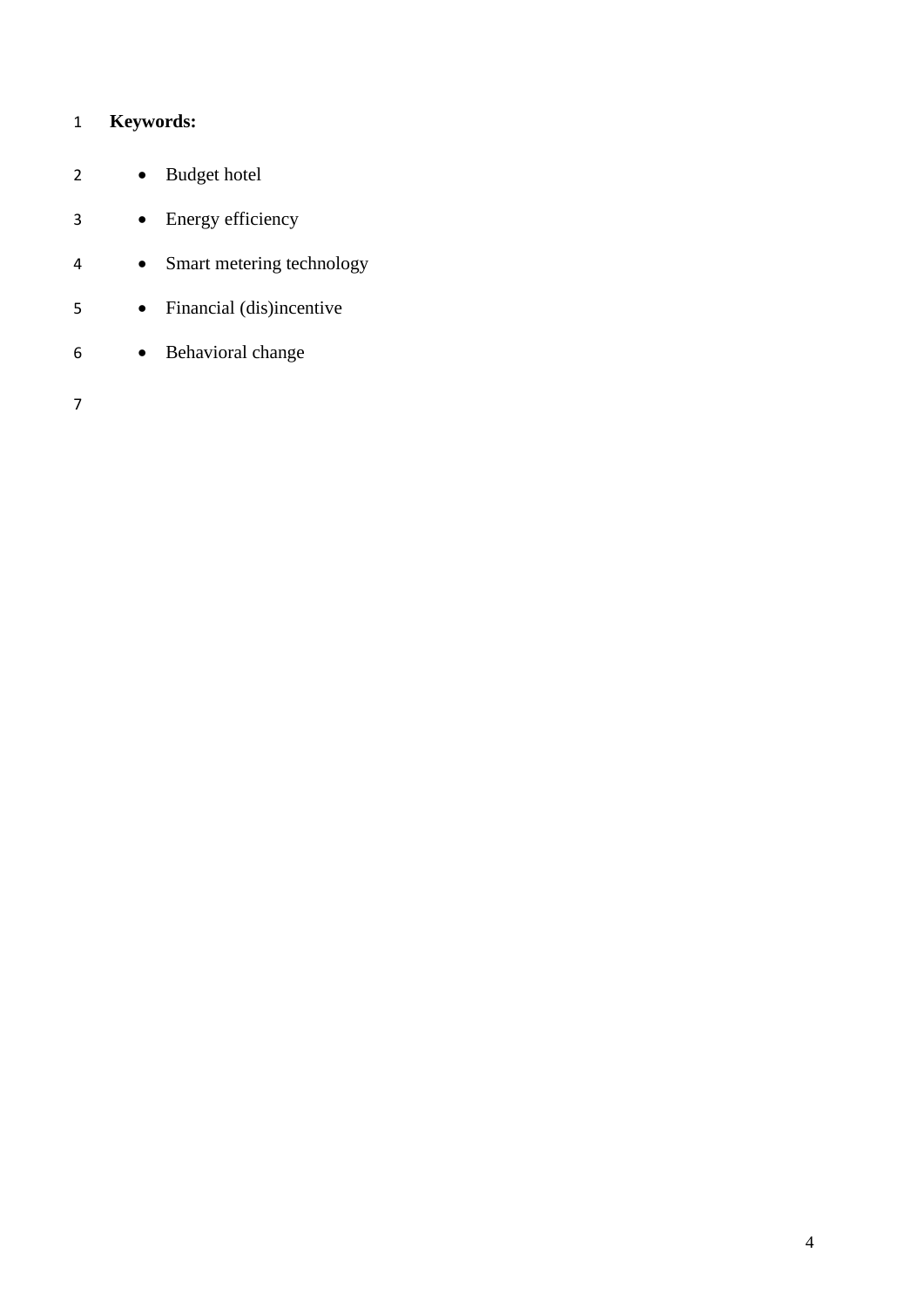**Keywords:**

- Budget hotel
- Energy efficiency
- Smart metering technology
- Financial (dis)incentive
- Behavioral change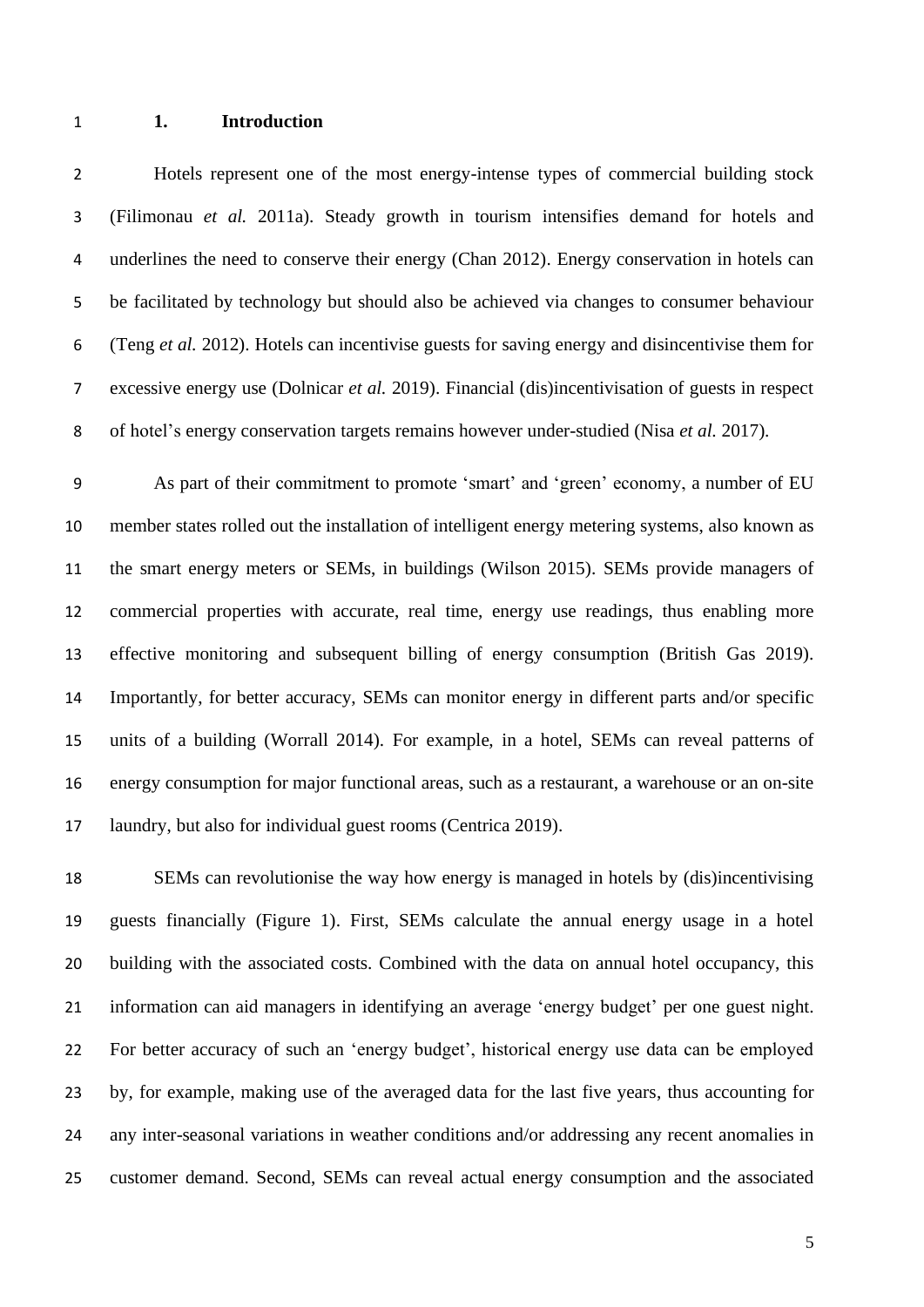# 1. Introduction

Hotels represent one of the most energy-intense types of commercial building stock (Filimonau *et al.* 2011a). Steady growth in tourism intensifies demand for hotels and underlines the need to conserve their energy (Chan 2012). Energy conservation in hotels can be facilitated by technology but should also be achieved via changes to consumer behaviour (Teng *et al.* 2012). Hotels can incentivise guests for saving energy and disincentivise them for excessive energy use (Dolnicar *et al.* 2019). Financial (dis)incentivisation of guests in respect of hotel's energy conservation targets remains however under-studied (Nisa *et al.* 2017).

As part of their commitment to promote 'smart' and 'green' economy, a number of EU member states rolled out the installation of intelligent energy metering systems, also known as the smart energy meters or SEMs, in buildings (Wilson 2015). SEMs provide managers of commercial properties with accurate, real time, energy use readings, thus enabling more effective monitoring and subsequent billing of energy consumption (British Gas 2019). Importantly, for better accuracy, SEMs can monitor energy in different parts and/or specific units of a building (Worrall 2014). For example, in a hotel, SEMs can reveal patterns of energy consumption for major functional areas, such as a restaurant, a warehouse or an on-site laundry, but also for individual guest rooms (Centrica 2019).

SEMs can revolutionise the way how energy is managed in hotels by (dis)incentivising guests financially (Figure 1). First, SEMs calculate the annual energy usage in a hotel building with the associated costs. Combined with the data on annual hotel occupancy, this information can aid managers in identifying an average 'energy budget' per one guest night. For better accuracy of such an 'energy budget', historical energy use data can be employed by, for example, making use of the averaged data for the last five years, thus accounting for any inter-seasonal variations in weather conditions and/or addressing any recent anomalies in customer demand. Second, SEMs can reveal actual energy consumption and the associated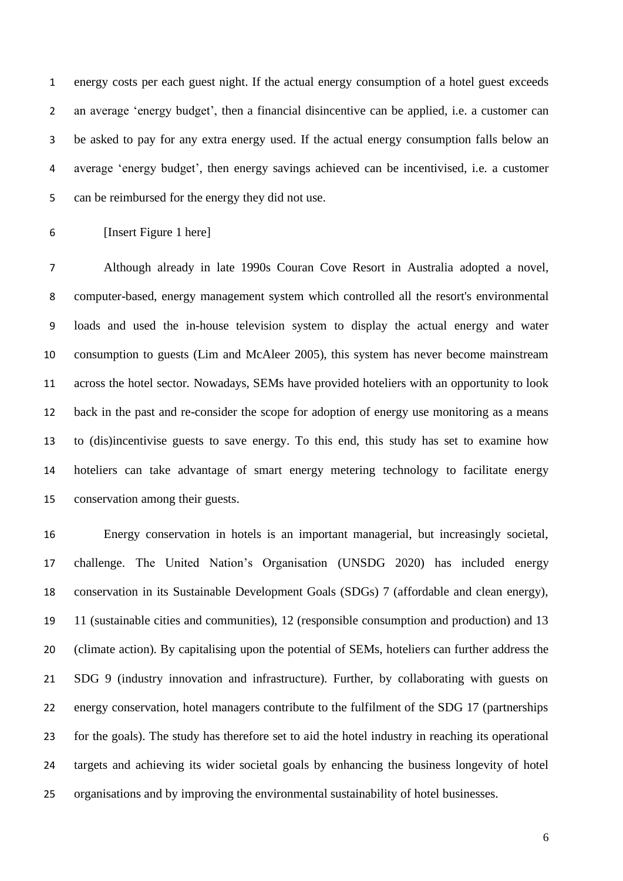energy costs per each guest night. If the actual energy consumption of a hotel guest exceeds an average 'energy budget', then a financial disincentive can be applied, i.e. a customer can be asked to pay for any extra energy used. If the actual energy consumption falls below an average 'energy budget', then energy savings achieved can be incentivised, i.e. a customer can be reimbursed for the energy they did not use.

[Insert Figure 1 here]

Although already in late 1990s Couran Cove Resort in Australia adopted a novel, computer-based, energy management system which controlled all the resort's environmental loads and used the in-house television system to display the actual energy and water consumption to guests (Lim and McAleer 2005), this system has never become mainstream across the hotel sector. Nowadays, SEMs have provided hoteliers with an opportunity to look back in the past and re-consider the scope for adoption of energy use monitoring as a means to (dis)incentivise guests to save energy. To this end, this study has set to examine how hoteliers can take advantage of smart energy metering technology to facilitate energy conservation among their guests.

Energy conservation in hotels is an important managerial, but increasingly societal, challenge. The United Nation's Organisation (UNSDG 2020) has included energy conservation in its Sustainable Development Goals (SDGs) 7 (affordable and clean energy), 11 (sustainable cities and communities), 12 (responsible consumption and production) and 13 (climate action). By capitalising upon the potential of SEMs, hoteliers can further address the SDG 9 (industry innovation and infrastructure). Further, by collaborating with guests on energy conservation, hotel managers contribute to the fulfilment of the SDG 17 (partnerships for the goals). The study has therefore set to aid the hotel industry in reaching its operational targets and achieving its wider societal goals by enhancing the business longevity of hotel organisations and by improving the environmental sustainability of hotel businesses.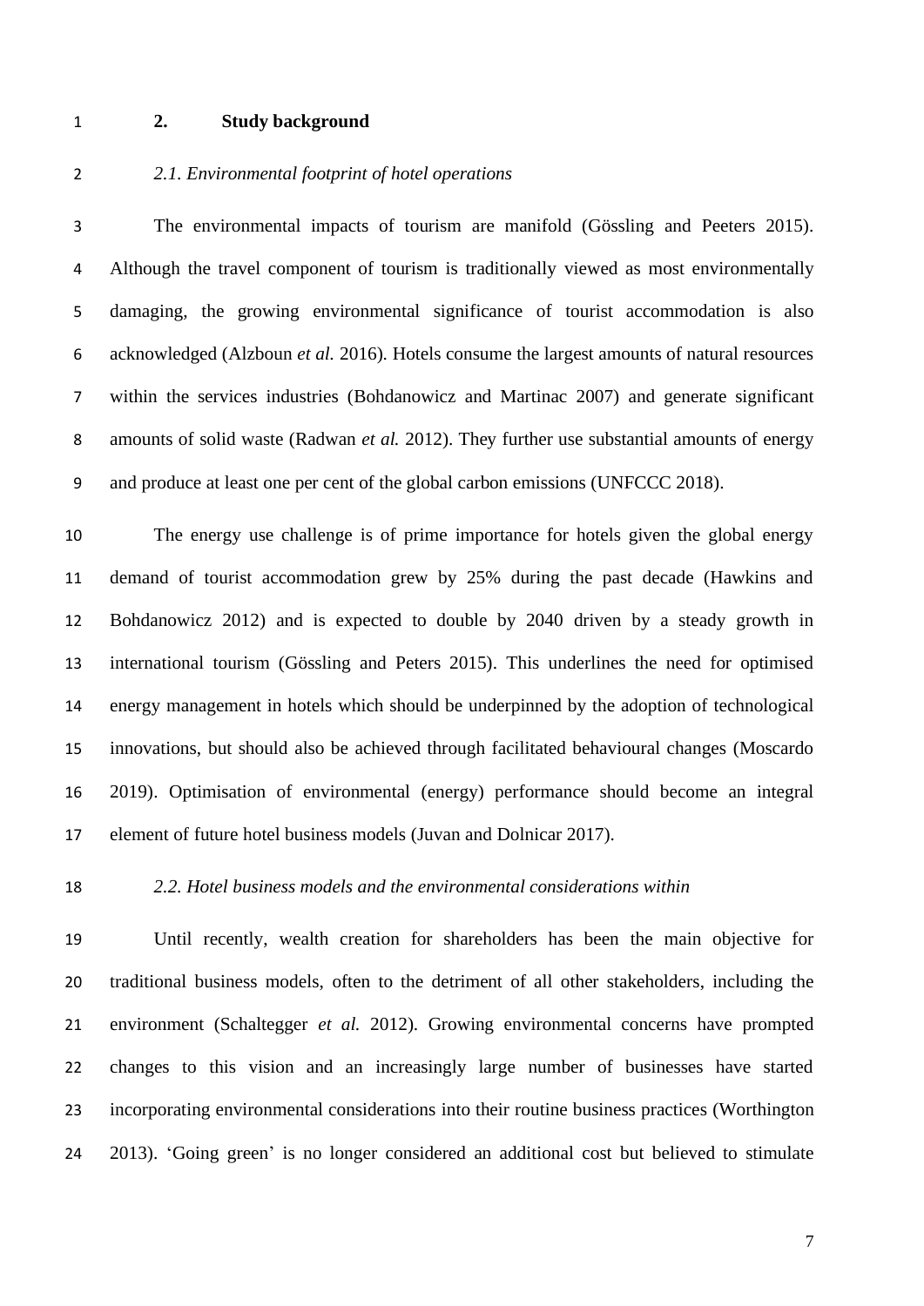## 2. Study background

### *2.1. Environmental footprint of hotel operations*

The environmental impacts of tourism are manifold (Gössling and Peeters 2015). Although the travel component of tourism is traditionally viewed as most environmentally damaging, the growing environmental significance of tourist accommodation is also acknowledged (Alzboun *et al.* 2016). Hotels consume the largest amounts of natural resources within the services industries (Bohdanowicz and Martinac 2007) and generate significant amounts of solid waste (Radwan *et al.* 2012). They further use substantial amounts of energy and produce at least one per cent of the global carbon emissions (UNFCCC 2018).

The energy use challenge is of prime importance for hotels given the global energy demand of tourist accommodation grew by 25% during the past decade (Hawkins and Bohdanowicz 2012) and is expected to double by 2040 driven by a steady growth in international tourism (Gössling and Peters 2015). This underlines the need for optimised energy management in hotels which should be underpinned by the adoption of technological innovations, but should also be achieved through facilitated behavioural changes (Moscardo 2019). Optimisation of environmental (energy) performance should become an integral element of future hotel business models (Juvan and Dolnicar 2017).

### *2.2. Hotel business models and the environmental considerations within*

Until recently, wealth creation for shareholders has been the main objective for traditional business models, often to the detriment of all other stakeholders, including the environment (Schaltegger *et al.* 2012). Growing environmental concerns have prompted changes to this vision and an increasingly large number of businesses have started incorporating environmental considerations into their routine business practices (Worthington 2013). 'Going green' is no longer considered an additional cost but believed to stimulate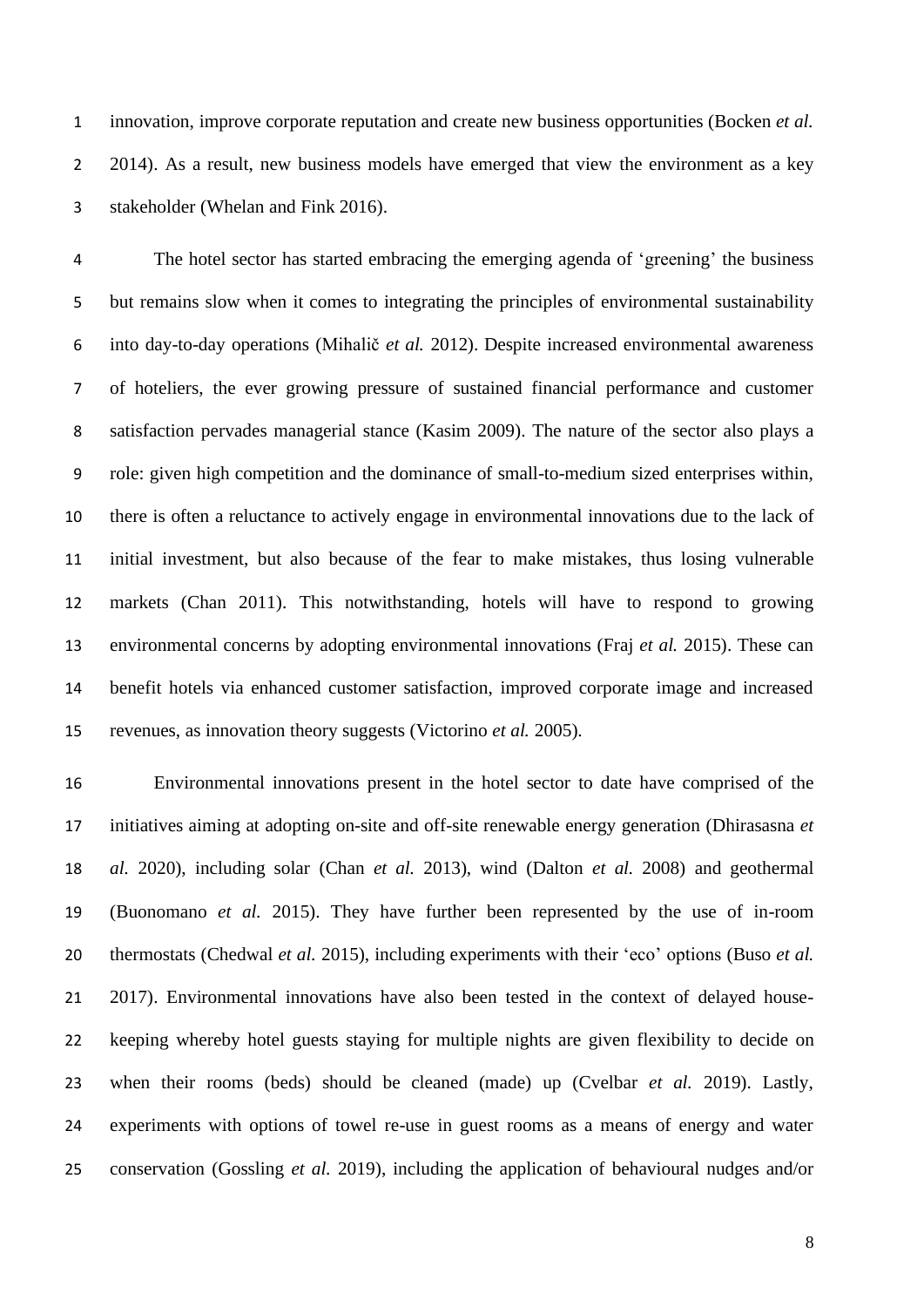innovation, improve corporate reputation and create new business opportunities (Bocken *et al.* 2014). As a result, new business models have emerged that view the environment as a key stakeholder (Whelan and Fink 2016).

The hotel sector has started embracing the emerging agenda of 'greening' the business but remains slow when it comes to integrating the principles of environmental sustainability into day-to-day operations (Mihalič *et al.* 2012). Despite increased environmental awareness of hoteliers, the ever growing pressure of sustained financial performance and customer satisfaction pervades managerial stance (Kasim 2009). The nature of the sector also plays a role: given high competition and the dominance of small-to-medium sized enterprises within, there is often a reluctance to actively engage in environmental innovations due to the lack of initial investment, but also because of the fear to make mistakes, thus losing vulnerable markets (Chan 2011). This notwithstanding, hotels will have to respond to growing environmental concerns by adopting environmental innovations (Fraj *et al.* 2015). These can benefit hotels via enhanced customer satisfaction, improved corporate image and increased revenues, as innovation theory suggests (Victorino *et al.* 2005).

Environmental innovations present in the hotel sector to date have comprised of the initiatives aiming at adopting on-site and off-site renewable energy generation (Dhirasasna *et al.* 2020), including solar (Chan *et al.* 2013), wind (Dalton *et al.* 2008) and geothermal (Buonomano *et al.* 2015). They have further been represented by the use of in-room thermostats (Chedwal *et al.* 2015), including experiments with their 'eco' options (Buso *et al.* 2017). Environmental innovations have also been tested in the context of delayed house-keeping whereby hotel guests staying for multiple nights are given flexibility to decide on when their rooms (beds) should be cleaned (made) up (Cvelbar *et al.* 2019). Lastly, experiments with options of towel re-use in guest rooms as a means of energy and water conservation (Gossling *et al.* 2019), including the application of behavioural nudges and/or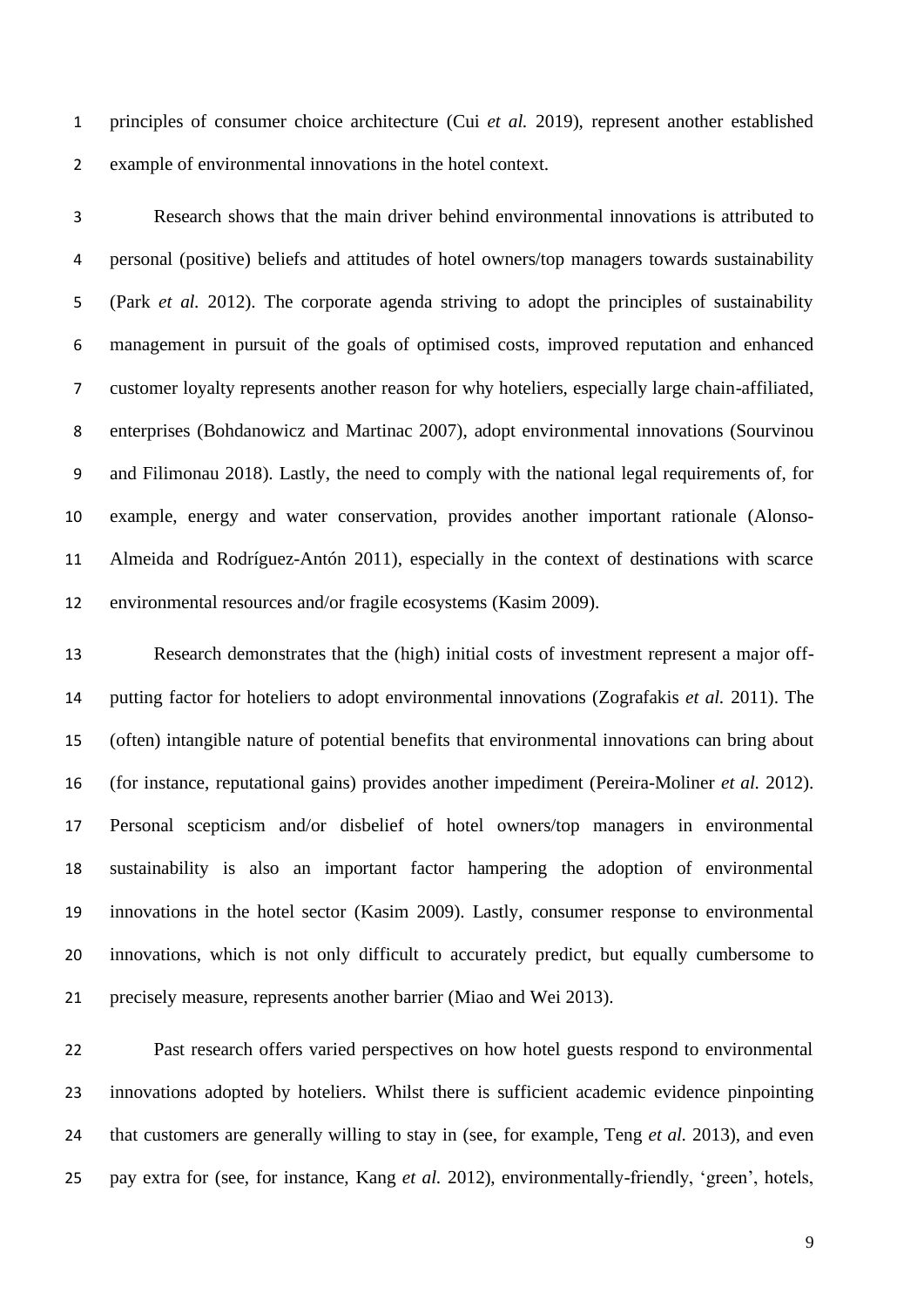principles of consumer choice architecture (Cui *et al.* 2019), represent another established example of environmental innovations in the hotel context.

Research shows that the main driver behind environmental innovations is attributed to personal (positive) beliefs and attitudes of hotel owners/top managers towards sustainability (Park *et al.* 2012). The corporate agenda striving to adopt the principles of sustainability management in pursuit of the goals of optimised costs, improved reputation and enhanced customer loyalty represents another reason for why hoteliers, especially large chain-affiliated, enterprises (Bohdanowicz and Martinac 2007), adopt environmental innovations (Sourvinou and Filimonau 2018). Lastly, the need to comply with the national legal requirements of, for example, energy and water conservation, provides another important rationale (Alonso-Almeida and Rodríguez-Antón 2011), especially in the context of destinations with scarce environmental resources and/or fragile ecosystems (Kasim 2009).

Research demonstrates that the (high) initial costs of investment represent a major off-putting factor for hoteliers to adopt environmental innovations (Zografakis *et al.* 2011). The (often) intangible nature of potential benefits that environmental innovations can bring about (for instance, reputational gains) provides another impediment (Pereira-Moliner *et al.* 2012). Personal scepticism and/or disbelief of hotel owners/top managers in environmental sustainability is also an important factor hampering the adoption of environmental innovations in the hotel sector (Kasim 2009). Lastly, consumer response to environmental innovations, which is not only difficult to accurately predict, but equally cumbersome to precisely measure, represents another barrier (Miao and Wei 2013).

Past research offers varied perspectives on how hotel guests respond to environmental innovations adopted by hoteliers. Whilst there is sufficient academic evidence pinpointing that customers are generally willing to stay in (see, for example, Teng *et al.* 2013), and even pay extra for (see, for instance, Kang *et al.* 2012), environmentally-friendly, 'green', hotels,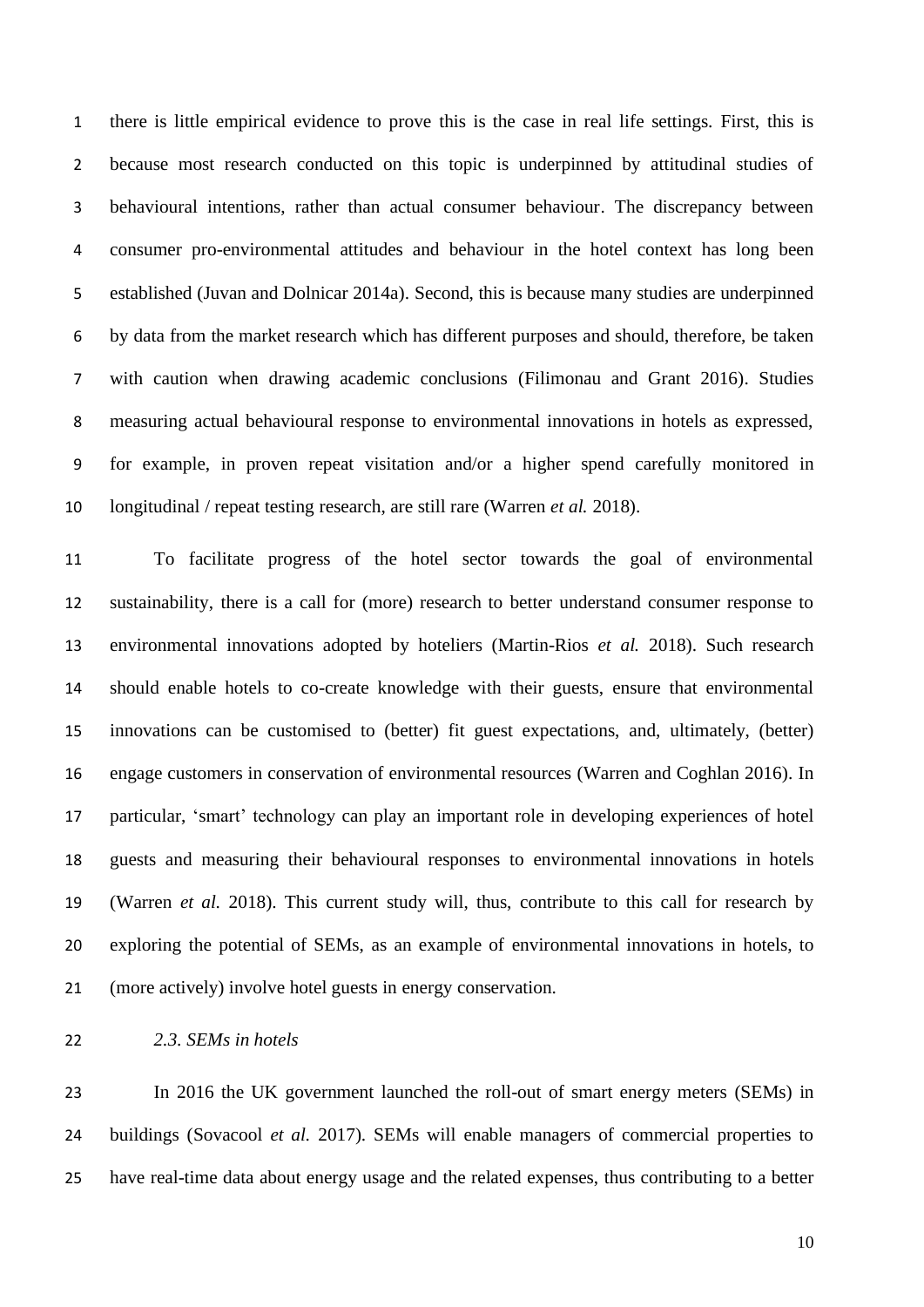there is little empirical evidence to prove this is the case in real life settings. First, this is because most research conducted on this topic is underpinned by attitudinal studies of behavioural intentions, rather than actual consumer behaviour. The discrepancy between consumer pro-environmental attitudes and behaviour in the hotel context has long been established (Juvan and Dolnicar 2014a). Second, this is because many studies are underpinned by data from the market research which has different purposes and should, therefore, be taken with caution when drawing academic conclusions (Filimonau and Grant 2016). Studies measuring actual behavioural response to environmental innovations in hotels as expressed, for example, in proven repeat visitation and/or a higher spend carefully monitored in longitudinal / repeat testing research, are still rare (Warren *et al.* 2018).

To facilitate progress of the hotel sector towards the goal of environmental sustainability, there is a call for (more) research to better understand consumer response to environmental innovations adopted by hoteliers (Martin-Rios *et al.* 2018). Such research should enable hotels to co-create knowledge with their guests, ensure that environmental innovations can be customised to (better) fit guest expectations, and, ultimately, (better) engage customers in conservation of environmental resources (Warren and Coghlan 2016). In particular, 'smart' technology can play an important role in developing experiences of hotel guests and measuring their behavioural responses to environmental innovations in hotels (Warren *et al.* 2018). This current study will, thus, contribute to this call for research by exploring the potential of SEMs, as an example of environmental innovations in hotels, to (more actively) involve hotel guests in energy conservation.

### *2.3. SEMs in hotels*

In 2016 the UK government launched the roll-out of smart energy meters (SEMs) in buildings (Sovacool *et al.* 2017). SEMs will enable managers of commercial properties to have real-time data about energy usage and the related expenses, thus contributing to a better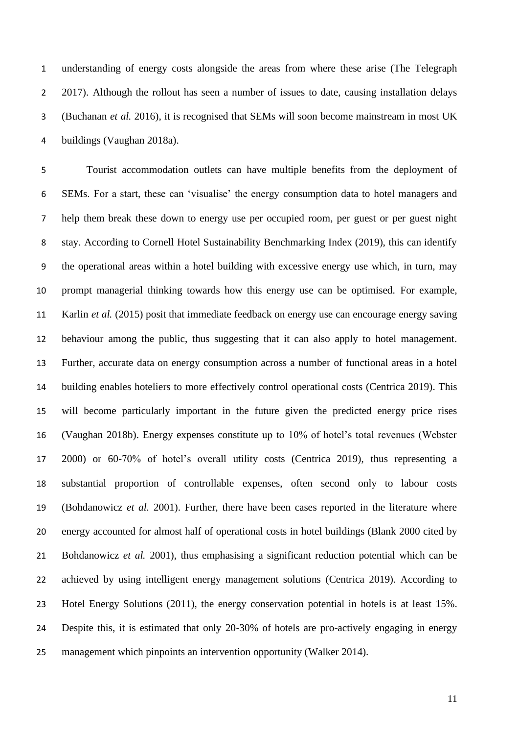understanding of energy costs alongside the areas from where these arise (The Telegraph 2017). Although the rollout has seen a number of issues to date, causing installation delays (Buchanan *et al.* 2016), it is recognised that SEMs will soon become mainstream in most UK buildings (Vaughan 2018a).

Tourist accommodation outlets can have multiple benefits from the deployment of SEMs. For a start, these can 'visualise' the energy consumption data to hotel managers and help them break these down to energy use per occupied room, per guest or per guest night stay. According to Cornell Hotel Sustainability Benchmarking Index (2019), this can identify the operational areas within a hotel building with excessive energy use which, in turn, may prompt managerial thinking towards how this energy use can be optimised. For example, Karlin *et al.* (2015) posit that immediate feedback on energy use can encourage energy saving behaviour among the public, thus suggesting that it can also apply to hotel management. Further, accurate data on energy consumption across a number of functional areas in a hotel building enables hoteliers to more effectively control operational costs (Centrica 2019). This will become particularly important in the future given the predicted energy price rises (Vaughan 2018b). Energy expenses constitute up to 10% of hotel's total revenues (Webster 2000) or 60-70% of hotel's overall utility costs (Centrica 2019), thus representing a substantial proportion of controllable expenses, often second only to labour costs (Bohdanowicz *et al.* 2001). Further, there have been cases reported in the literature where energy accounted for almost half of operational costs in hotel buildings (Blank 2000 cited by Bohdanowicz *et al.* 2001), thus emphasising a significant reduction potential which can be achieved by using intelligent energy management solutions (Centrica 2019). According to Hotel Energy Solutions (2011), the energy conservation potential in hotels is at least 15%. Despite this, it is estimated that only 20-30% of hotels are pro-actively engaging in energy management which pinpoints an intervention opportunity (Walker 2014).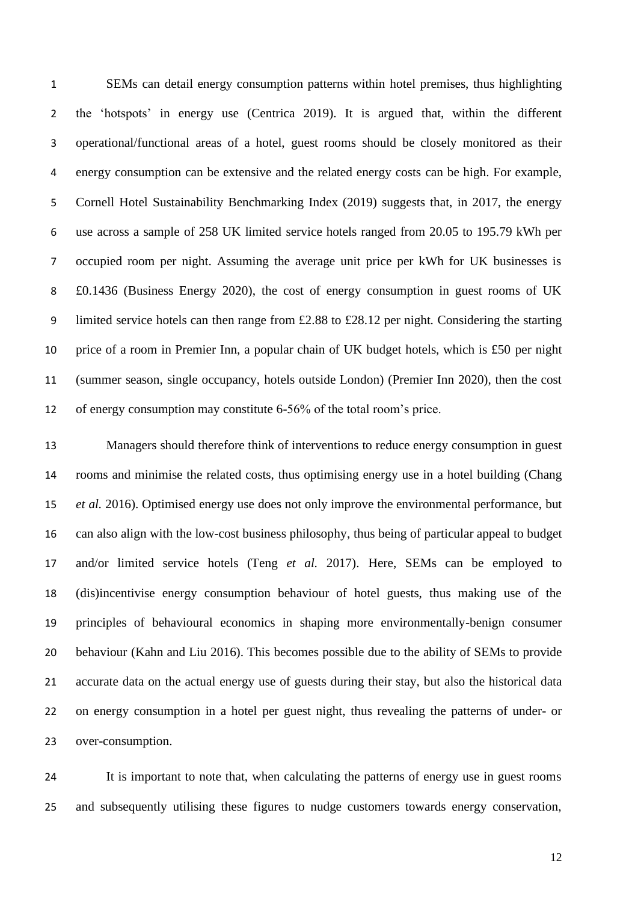SEMs can detail energy consumption patterns within hotel premises, thus highlighting the 'hotspots' in energy use (Centrica 2019). It is argued that, within the different operational/functional areas of a hotel, guest rooms should be closely monitored as their energy consumption can be extensive and the related energy costs can be high. For example, Cornell Hotel Sustainability Benchmarking Index (2019) suggests that, in 2017, the energy use across a sample of 258 UK limited service hotels ranged from 20.05 to 195.79 kWh per occupied room per night. Assuming the average unit price per kWh for UK businesses is £0.1436 (Business Energy 2020), the cost of energy consumption in guest rooms of UK limited service hotels can then range from £2.88 to £28.12 per night. Considering the starting price of a room in Premier Inn, a popular chain of UK budget hotels, which is £50 per night (summer season, single occupancy, hotels outside London) (Premier Inn 2020), then the cost of energy consumption may constitute 6-56% of the total room's price.

Managers should therefore think of interventions to reduce energy consumption in guest rooms and minimise the related costs, thus optimising energy use in a hotel building (Chang *et al.* 2016). Optimised energy use does not only improve the environmental performance, but can also align with the low-cost business philosophy, thus being of particular appeal to budget and/or limited service hotels (Teng *et al.* 2017). Here, SEMs can be employed to (dis)incentivise energy consumption behaviour of hotel guests, thus making use of the principles of behavioural economics in shaping more environmentally-benign consumer behaviour (Kahn and Liu 2016). This becomes possible due to the ability of SEMs to provide accurate data on the actual energy use of guests during their stay, but also the historical data on energy consumption in a hotel per guest night, thus revealing the patterns of under- or over-consumption.

It is important to note that, when calculating the patterns of energy use in guest rooms and subsequently utilising these figures to nudge customers towards energy conservation,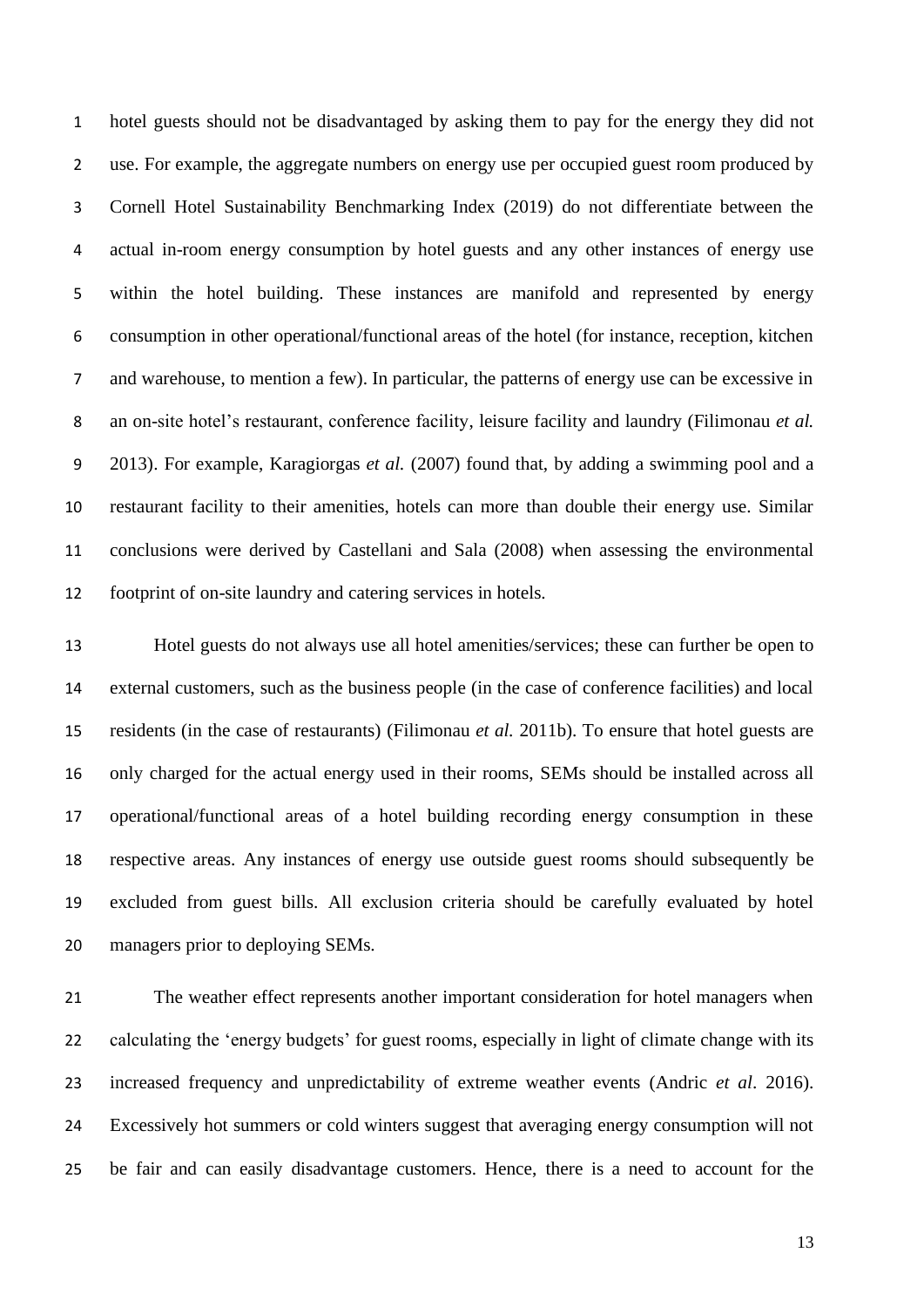hotel guests should not be disadvantaged by asking them to pay for the energy they did not use. For example, the aggregate numbers on energy use per occupied guest room produced by Cornell Hotel Sustainability Benchmarking Index (2019) do not differentiate between the actual in-room energy consumption by hotel guests and any other instances of energy use within the hotel building. These instances are manifold and represented by energy consumption in other operational/functional areas of the hotel (for instance, reception, kitchen and warehouse, to mention a few). In particular, the patterns of energy use can be excessive in an on-site hotel's restaurant, conference facility, leisure facility and laundry (Filimonau *et al.* 2013). For example, Karagiorgas *et al.* (2007) found that, by adding a swimming pool and a restaurant facility to their amenities, hotels can more than double their energy use. Similar conclusions were derived by Castellani and Sala (2008) when assessing the environmental footprint of on-site laundry and catering services in hotels.

Hotel guests do not always use all hotel amenities/services; these can further be open to external customers, such as the business people (in the case of conference facilities) and local residents (in the case of restaurants) (Filimonau *et al.* 2011b). To ensure that hotel guests are only charged for the actual energy used in their rooms, SEMs should be installed across all operational/functional areas of a hotel building recording energy consumption in these respective areas. Any instances of energy use outside guest rooms should subsequently be excluded from guest bills. All exclusion criteria should be carefully evaluated by hotel managers prior to deploying SEMs.

The weather effect represents another important consideration for hotel managers when calculating the 'energy budgets' for guest rooms, especially in light of climate change with its increased frequency and unpredictability of extreme weather events (Andric *et al*. 2016). Excessively hot summers or cold winters suggest that averaging energy consumption will not be fair and can easily disadvantage customers. Hence, there is a need to account for the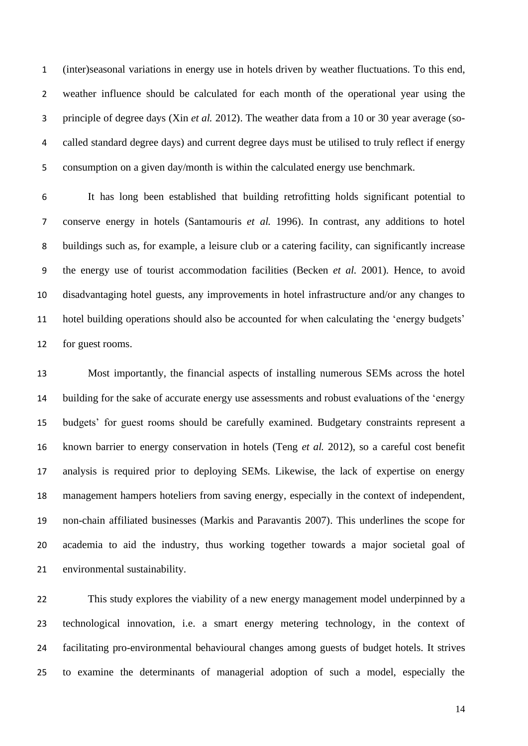(inter)seasonal variations in energy use in hotels driven by weather fluctuations. To this end, weather influence should be calculated for each month of the operational year using the principle of degree days (Xin *et al.* 2012). The weather data from a 10 or 30 year average (so-called standard degree days) and current degree days must be utilised to truly reflect if energy consumption on a given day/month is within the calculated energy use benchmark.

It has long been established that building retrofitting holds significant potential to conserve energy in hotels (Santamouris *et al.* 1996). In contrast, any additions to hotel buildings such as, for example, a leisure club or a catering facility, can significantly increase the energy use of tourist accommodation facilities (Becken *et al.* 2001). Hence, to avoid disadvantaging hotel guests, any improvements in hotel infrastructure and/or any changes to hotel building operations should also be accounted for when calculating the 'energy budgets' for guest rooms.

Most importantly, the financial aspects of installing numerous SEMs across the hotel building for the sake of accurate energy use assessments and robust evaluations of the 'energy budgets' for guest rooms should be carefully examined. Budgetary constraints represent a known barrier to energy conservation in hotels (Teng *et al.* 2012), so a careful cost benefit analysis is required prior to deploying SEMs. Likewise, the lack of expertise on energy management hampers hoteliers from saving energy, especially in the context of independent, non-chain affiliated businesses (Markis and Paravantis 2007). This underlines the scope for academia to aid the industry, thus working together towards a major societal goal of environmental sustainability.

This study explores the viability of a new energy management model underpinned by a technological innovation, i.e. a smart energy metering technology, in the context of facilitating pro-environmental behavioural changes among guests of budget hotels. It strives to examine the determinants of managerial adoption of such a model, especially the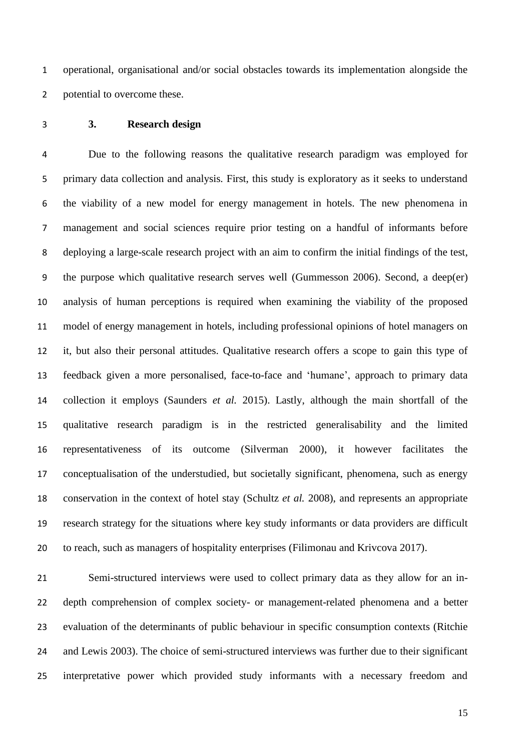operational, organisational and/or social obstacles towards its implementation alongside the potential to overcome these.

## 3. Research design

Due to the following reasons the qualitative research paradigm was employed for primary data collection and analysis. First, this study is exploratory as it seeks to understand the viability of a new model for energy management in hotels. The new phenomena in management and social sciences require prior testing on a handful of informants before deploying a large-scale research project with an aim to confirm the initial findings of the test, the purpose which qualitative research serves well (Gummesson 2006). Second, a deep(er) analysis of human perceptions is required when examining the viability of the proposed model of energy management in hotels, including professional opinions of hotel managers on it, but also their personal attitudes. Qualitative research offers a scope to gain this type of feedback given a more personalised, face-to-face and 'humane', approach to primary data collection it employs (Saunders *et al.* 2015). Lastly, although the main shortfall of the qualitative research paradigm is in the restricted generalisability and the limited representativeness of its outcome (Silverman 2000), it however facilitates the conceptualisation of the understudied, but societally significant, phenomena, such as energy conservation in the context of hotel stay (Schultz *et al.* 2008), and represents an appropriate research strategy for the situations where key study informants or data providers are difficult to reach, such as managers of hospitality enterprises (Filimonau and Krivcova 2017).

Semi-structured interviews were used to collect primary data as they allow for an in-depth comprehension of complex society- or management-related phenomena and a better evaluation of the determinants of public behaviour in specific consumption contexts (Ritchie and Lewis 2003). The choice of semi-structured interviews was further due to their significant interpretative power which provided study informants with a necessary freedom and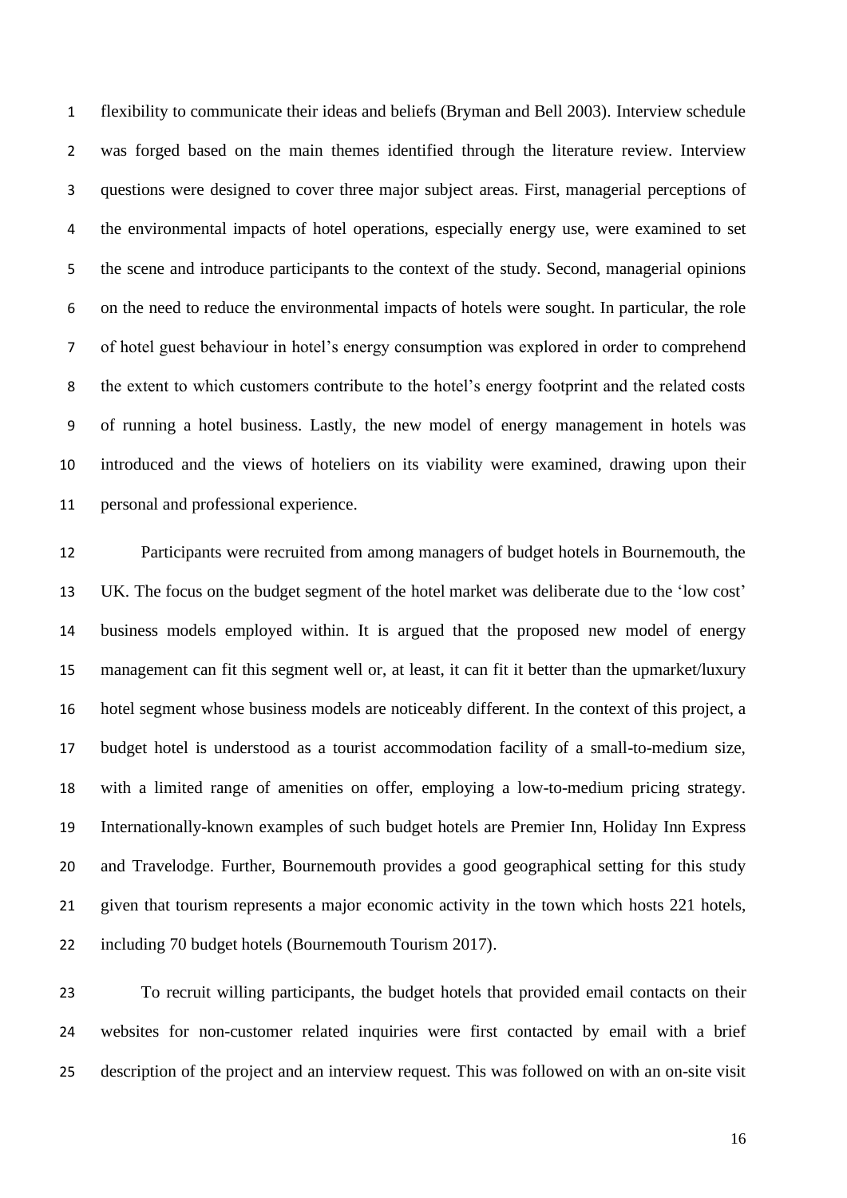flexibility to communicate their ideas and beliefs (Bryman and Bell 2003). Interview schedule was forged based on the main themes identified through the literature review. Interview questions were designed to cover three major subject areas. First, managerial perceptions of the environmental impacts of hotel operations, especially energy use, were examined to set the scene and introduce participants to the context of the study. Second, managerial opinions on the need to reduce the environmental impacts of hotels were sought. In particular, the role of hotel guest behaviour in hotel's energy consumption was explored in order to comprehend the extent to which customers contribute to the hotel's energy footprint and the related costs of running a hotel business. Lastly, the new model of energy management in hotels was introduced and the views of hoteliers on its viability were examined, drawing upon their personal and professional experience.

Participants were recruited from among managers of budget hotels in Bournemouth, the UK. The focus on the budget segment of the hotel market was deliberate due to the 'low cost' business models employed within. It is argued that the proposed new model of energy management can fit this segment well or, at least, it can fit it better than the upmarket/luxury hotel segment whose business models are noticeably different. In the context of this project, a budget hotel is understood as a tourist accommodation facility of a small-to-medium size, with a limited range of amenities on offer, employing a low-to-medium pricing strategy. Internationally-known examples of such budget hotels are Premier Inn, Holiday Inn Express and Travelodge. Further, Bournemouth provides a good geographical setting for this study given that tourism represents a major economic activity in the town which hosts 221 hotels, including 70 budget hotels (Bournemouth Tourism 2017).

To recruit willing participants, the budget hotels that provided email contacts on their websites for non-customer related inquiries were first contacted by email with a brief description of the project and an interview request. This was followed on with an on-site visit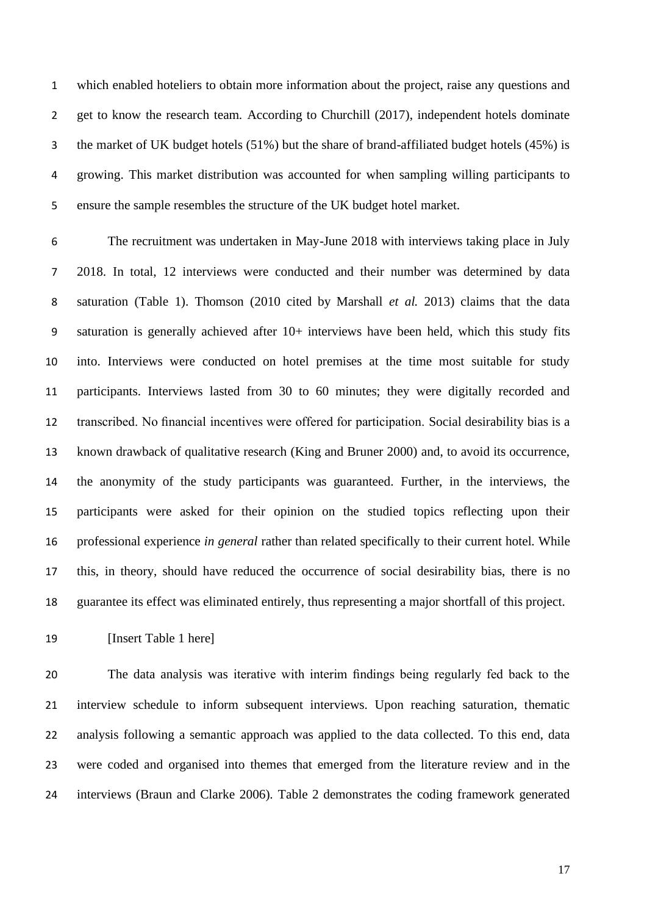which enabled hoteliers to obtain more information about the project, raise any questions and get to know the research team. According to Churchill (2017), independent hotels dominate the market of UK budget hotels (51%) but the share of brand-affiliated budget hotels (45%) is growing. This market distribution was accounted for when sampling willing participants to ensure the sample resembles the structure of the UK budget hotel market.

The recruitment was undertaken in May-June 2018 with interviews taking place in July 2018. In total, 12 interviews were conducted and their number was determined by data saturation (Table 1). Thomson (2010 cited by Marshall *et al.* 2013) claims that the data saturation is generally achieved after 10+ interviews have been held, which this study fits into. Interviews were conducted on hotel premises at the time most suitable for study participants. Interviews lasted from 30 to 60 minutes; they were digitally recorded and transcribed. No financial incentives were offered for participation. Social desirability bias is a known drawback of qualitative research (King and Bruner 2000) and, to avoid its occurrence, the anonymity of the study participants was guaranteed. Further, in the interviews, the participants were asked for their opinion on the studied topics reflecting upon their professional experience *in general* rather than related specifically to their current hotel. While this, in theory, should have reduced the occurrence of social desirability bias, there is no guarantee its effect was eliminated entirely, thus representing a major shortfall of this project.

[Insert Table 1 here]

The data analysis was iterative with interim findings being regularly fed back to the interview schedule to inform subsequent interviews. Upon reaching saturation, thematic analysis following a semantic approach was applied to the data collected. To this end, data were coded and organised into themes that emerged from the literature review and in the interviews (Braun and Clarke 2006). Table 2 demonstrates the coding framework generated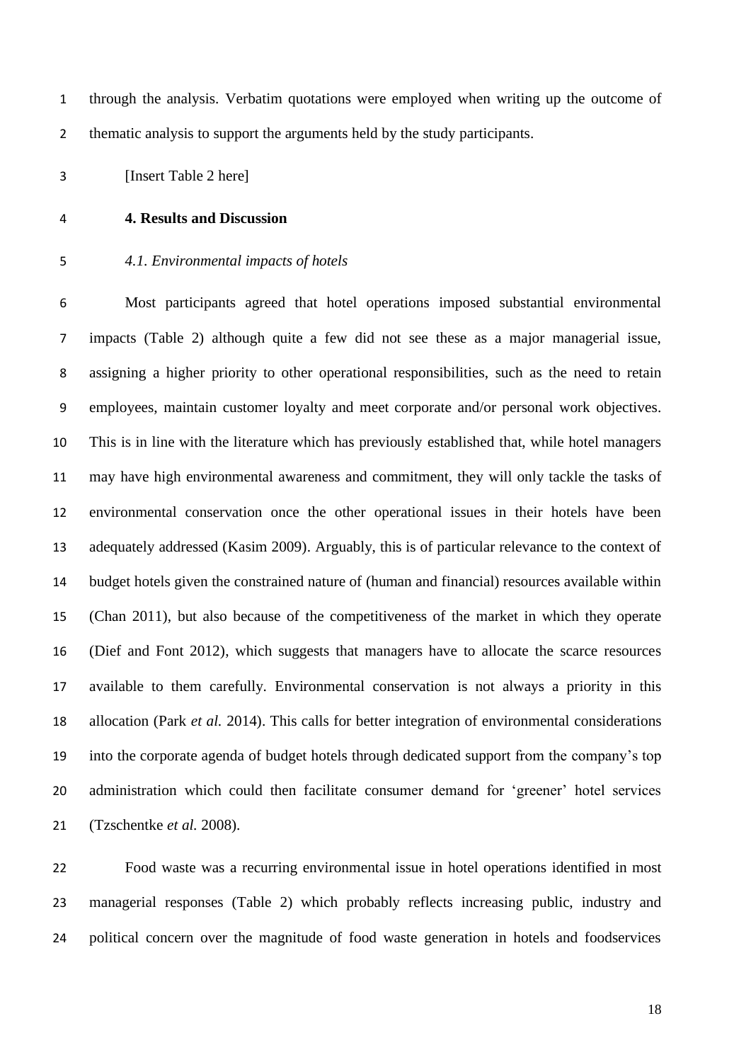through the analysis. Verbatim quotations were employed when writing up the outcome of thematic analysis to support the arguments held by the study participants.

[Insert Table 2 here]

## 4. Results and Discussion

### *4.1. Environmental impacts of hotels*

Most participants agreed that hotel operations imposed substantial environmental impacts (Table 2) although quite a few did not see these as a major managerial issue, assigning a higher priority to other operational responsibilities, such as the need to retain employees, maintain customer loyalty and meet corporate and/or personal work objectives. This is in line with the literature which has previously established that, while hotel managers may have high environmental awareness and commitment, they will only tackle the tasks of environmental conservation once the other operational issues in their hotels have been adequately addressed (Kasim 2009). Arguably, this is of particular relevance to the context of budget hotels given the constrained nature of (human and financial) resources available within (Chan 2011), but also because of the competitiveness of the market in which they operate (Dief and Font 2012), which suggests that managers have to allocate the scarce resources available to them carefully. Environmental conservation is not always a priority in this allocation (Park *et al.* 2014). This calls for better integration of environmental considerations into the corporate agenda of budget hotels through dedicated support from the company's top administration which could then facilitate consumer demand for 'greener' hotel services (Tzschentke *et al.* 2008).

Food waste was a recurring environmental issue in hotel operations identified in most managerial responses (Table 2) which probably reflects increasing public, industry and political concern over the magnitude of food waste generation in hotels and foodservices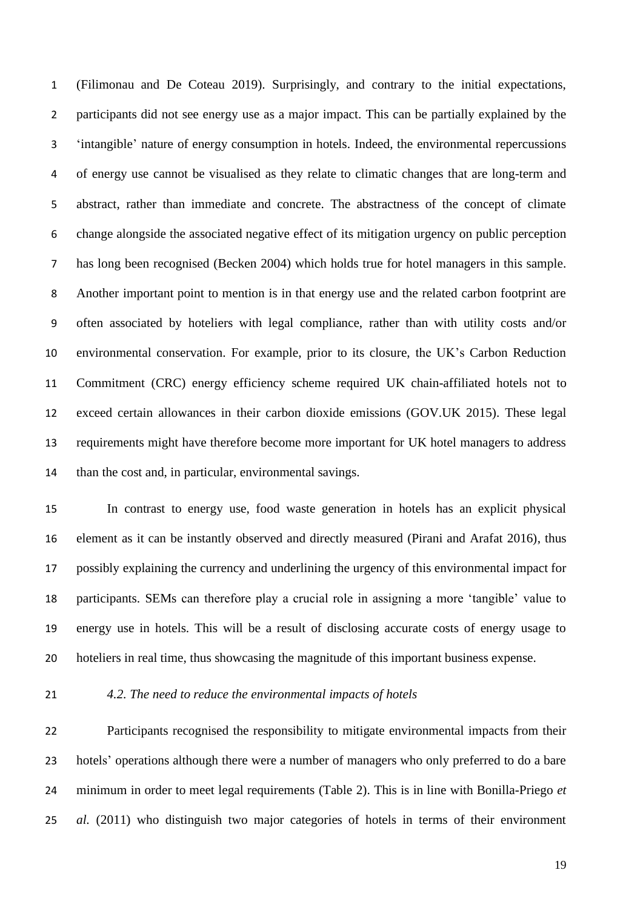(Filimonau and De Coteau 2019). Surprisingly, and contrary to the initial expectations, participants did not see energy use as a major impact. This can be partially explained by the 'intangible' nature of energy consumption in hotels. Indeed, the environmental repercussions of energy use cannot be visualised as they relate to climatic changes that are long-term and abstract, rather than immediate and concrete. The abstractness of the concept of climate change alongside the associated negative effect of its mitigation urgency on public perception has long been recognised (Becken 2004) which holds true for hotel managers in this sample. Another important point to mention is in that energy use and the related carbon footprint are often associated by hoteliers with legal compliance, rather than with utility costs and/or environmental conservation. For example, prior to its closure, the UK's Carbon Reduction Commitment (CRC) energy efficiency scheme required UK chain-affiliated hotels not to exceed certain allowances in their carbon dioxide emissions (GOV.UK 2015). These legal requirements might have therefore become more important for UK hotel managers to address than the cost and, in particular, environmental savings.

In contrast to energy use, food waste generation in hotels has an explicit physical element as it can be instantly observed and directly measured (Pirani and Arafat 2016), thus possibly explaining the currency and underlining the urgency of this environmental impact for participants. SEMs can therefore play a crucial role in assigning a more 'tangible' value to energy use in hotels. This will be a result of disclosing accurate costs of energy usage to hoteliers in real time, thus showcasing the magnitude of this important business expense.

### *4.2. The need to reduce the environmental impacts of hotels*

Participants recognised the responsibility to mitigate environmental impacts from their hotels' operations although there were a number of managers who only preferred to do a bare minimum in order to meet legal requirements (Table 2). This is in line with Bonilla-Priego *et al.* (2011) who distinguish two major categories of hotels in terms of their environment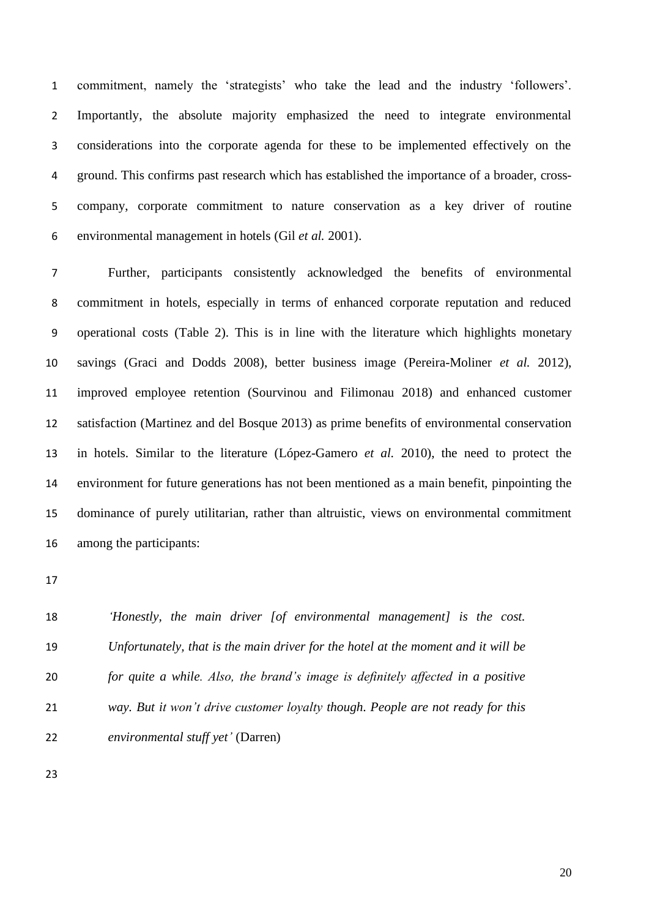commitment, namely the 'strategists' who take the lead and the industry 'followers'. Importantly, the absolute majority emphasized the need to integrate environmental considerations into the corporate agenda for these to be implemented effectively on the ground. This confirms past research which has established the importance of a broader, cross-company, corporate commitment to nature conservation as a key driver of routine environmental management in hotels (Gil *et al.* 2001).

Further, participants consistently acknowledged the benefits of environmental commitment in hotels, especially in terms of enhanced corporate reputation and reduced operational costs (Table 2). This is in line with the literature which highlights monetary savings (Graci and Dodds 2008), better business image (Pereira-Moliner *et al.* 2012), improved employee retention (Sourvinou and Filimonau 2018) and enhanced customer satisfaction (Martinez and del Bosque 2013) as prime benefits of environmental conservation in hotels. Similar to the literature (López-Gamero *et al.* 2010), the need to protect the environment for future generations has not been mentioned as a main benefit, pinpointing the dominance of purely utilitarian, rather than altruistic, views on environmental commitment among the participants:

> *'Honestly, the main driver [of environmental management] is the cost. Unfortunately, that is the main driver for the hotel at the moment and it will be for quite a while. Also, the brand's image is definitely affected in a positive way. But it won't drive customer loyalty though. People are not ready for this environmental stuff yet'* (Darren)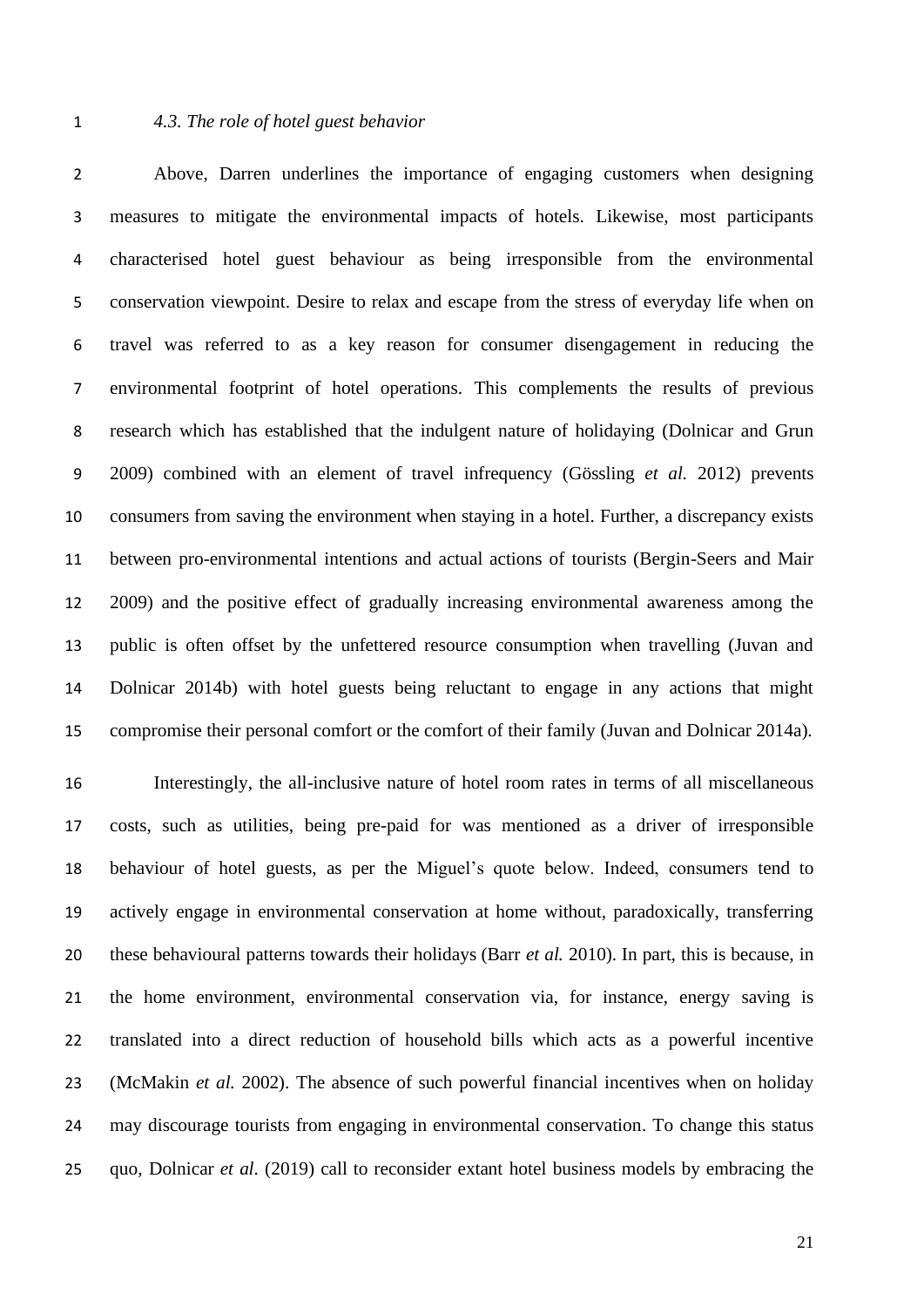### *4.3. The role of hotel guest behavior*

Above, Darren underlines the importance of engaging customers when designing measures to mitigate the environmental impacts of hotels. Likewise, most participants characterised hotel guest behaviour as being irresponsible from the environmental conservation viewpoint. Desire to relax and escape from the stress of everyday life when on travel was referred to as a key reason for consumer disengagement in reducing the environmental footprint of hotel operations. This complements the results of previous research which has established that the indulgent nature of holidaying (Dolnicar and Grun 2009) combined with an element of travel infrequency (Gössling *et al.* 2012) prevents consumers from saving the environment when staying in a hotel. Further, a discrepancy exists between pro-environmental intentions and actual actions of tourists (Bergin-Seers and Mair 2009) and the positive effect of gradually increasing environmental awareness among the public is often offset by the unfettered resource consumption when travelling (Juvan and Dolnicar 2014b) with hotel guests being reluctant to engage in any actions that might compromise their personal comfort or the comfort of their family (Juvan and Dolnicar 2014a).

Interestingly, the all-inclusive nature of hotel room rates in terms of all miscellaneous costs, such as utilities, being pre-paid for was mentioned as a driver of irresponsible behaviour of hotel guests, as per the Miguel's quote below. Indeed, consumers tend to actively engage in environmental conservation at home without, paradoxically, transferring these behavioural patterns towards their holidays (Barr *et al.* 2010). In part, this is because, in the home environment, environmental conservation via, for instance, energy saving is translated into a direct reduction of household bills which acts as a powerful incentive (McMakin *et al.* 2002). The absence of such powerful financial incentives when on holiday may discourage tourists from engaging in environmental conservation. To change this status quo, Dolnicar *et al*. (2019) call to reconsider extant hotel business models by embracing the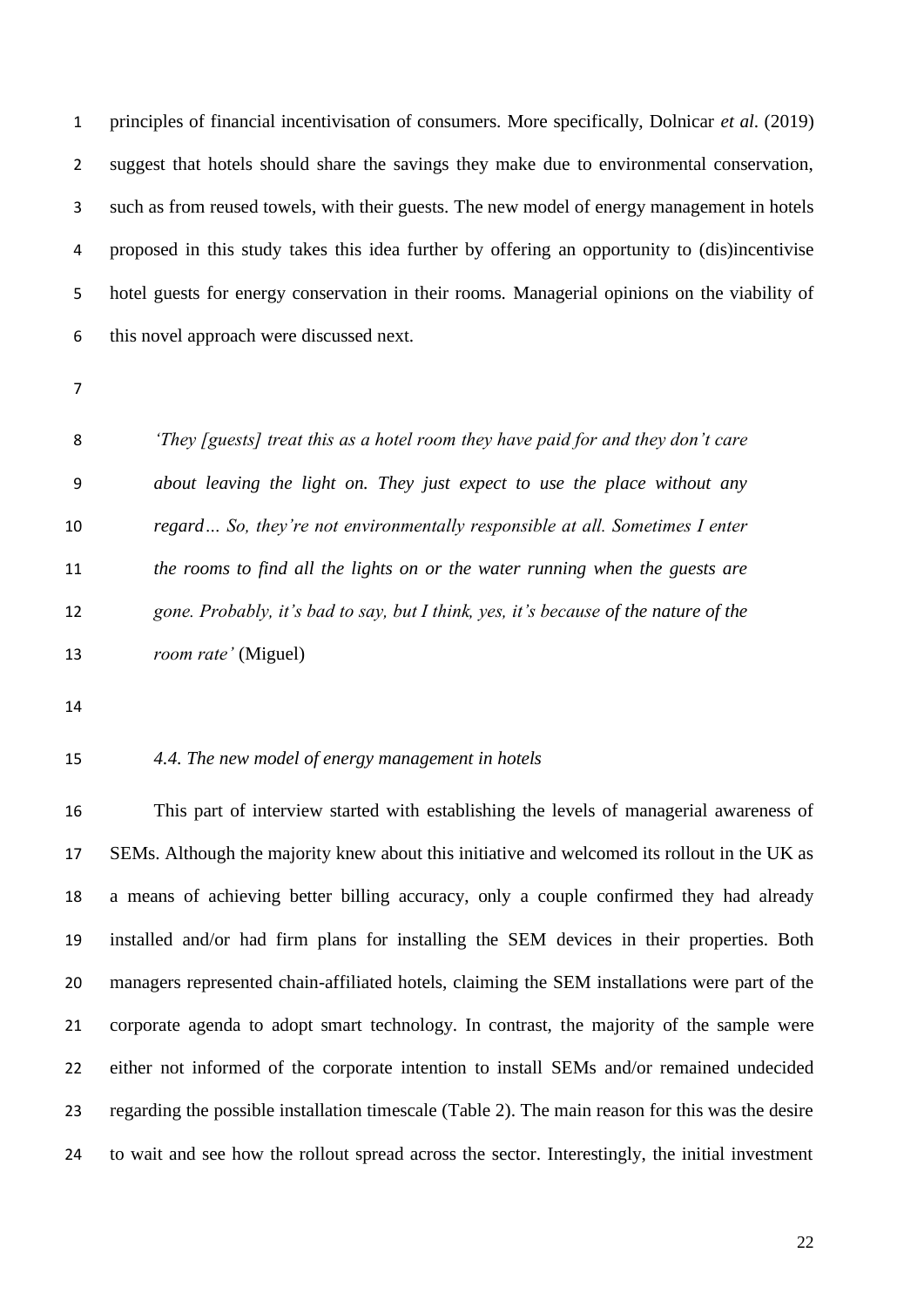principles of financial incentivisation of consumers. More specifically, Dolnicar *et al*. (2019) suggest that hotels should share the savings they make due to environmental conservation, such as from reused towels, with their guests. The new model of energy management in hotels proposed in this study takes this idea further by offering an opportunity to (dis)incentivise hotel guests for energy conservation in their rooms. Managerial opinions on the viability of this novel approach were discussed next.

> *'They [guests] treat this as a hotel room they have paid for and they don't care about leaving the light on. They just expect to use the place without any regard… So, they're not environmentally responsible at all. Sometimes I enter the rooms to find all the lights on or the water running when the guests are gone. Probably, it's bad to say, but I think, yes, it's because of the nature of the room rate'* (Miguel)

### *4.4. The new model of energy management in hotels*

This part of interview started with establishing the levels of managerial awareness of SEMs. Although the majority knew about this initiative and welcomed its rollout in the UK as a means of achieving better billing accuracy, only a couple confirmed they had already installed and/or had firm plans for installing the SEM devices in their properties. Both managers represented chain-affiliated hotels, claiming the SEM installations were part of the corporate agenda to adopt smart technology. In contrast, the majority of the sample were either not informed of the corporate intention to install SEMs and/or remained undecided regarding the possible installation timescale (Table 2). The main reason for this was the desire to wait and see how the rollout spread across the sector. Interestingly, the initial investment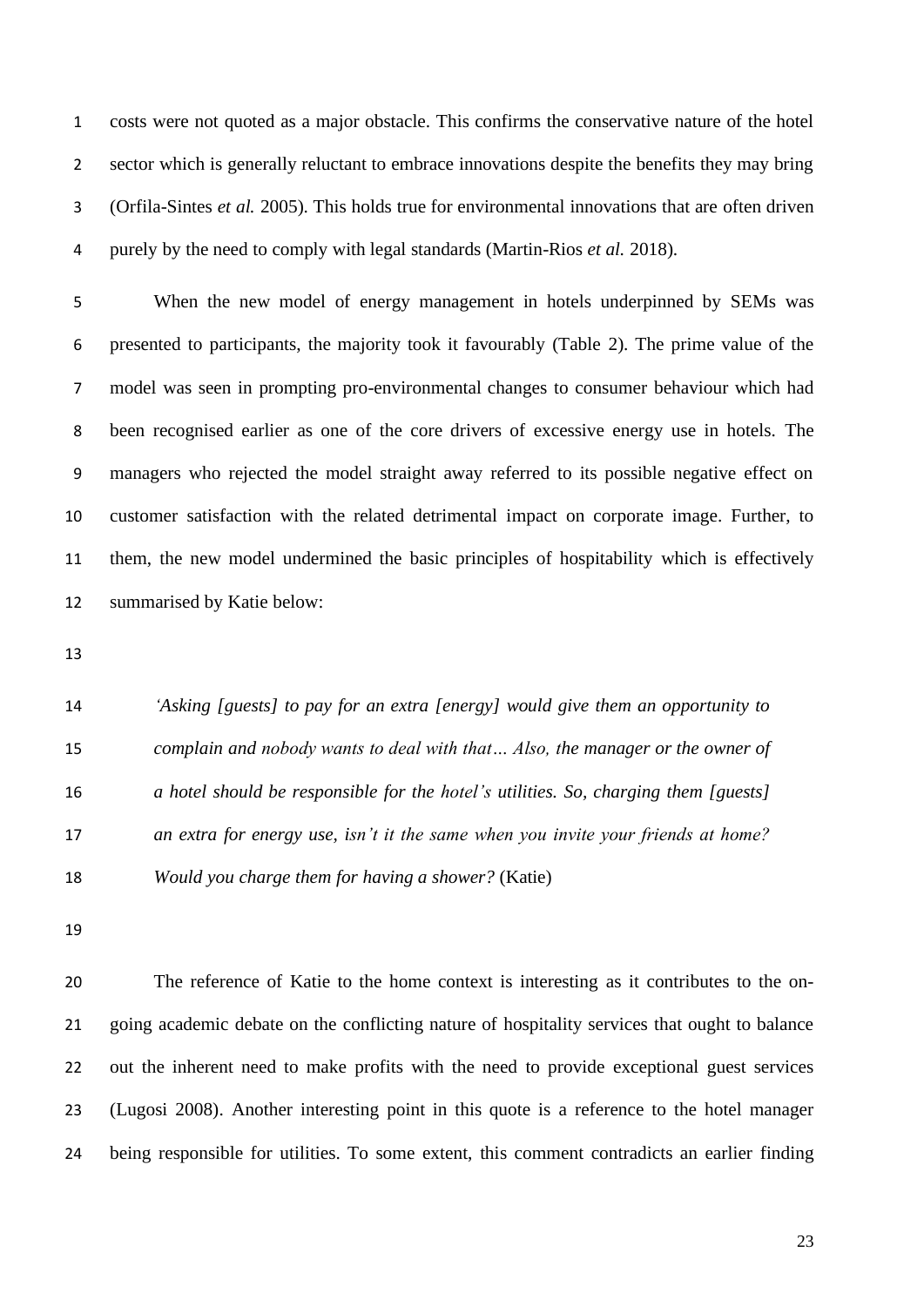costs were not quoted as a major obstacle. This confirms the conservative nature of the hotel sector which is generally reluctant to embrace innovations despite the benefits they may bring (Orfila-Sintes *et al.* 2005). This holds true for environmental innovations that are often driven purely by the need to comply with legal standards (Martin-Rios *et al.* 2018).

When the new model of energy management in hotels underpinned by SEMs was presented to participants, the majority took it favourably (Table 2). The prime value of the model was seen in prompting pro-environmental changes to consumer behaviour which had been recognised earlier as one of the core drivers of excessive energy use in hotels. The managers who rejected the model straight away referred to its possible negative effect on customer satisfaction with the related detrimental impact on corporate image. Further, to them, the new model undermined the basic principles of hospitability which is effectively summarised by Katie below:

> *'Asking [guests] to pay for an extra [energy] would give them an opportunity to complain and nobody wants to deal with that… Also, the manager or the owner of a hotel should be responsible for the hotel's utilities. So, charging them [guests] an extra for energy use, isn't it the same when you invite your friends at home? Would you charge them for having a shower?* (Katie)

The reference of Katie to the home context is interesting as it contributes to the on-going academic debate on the conflicting nature of hospitality services that ought to balance out the inherent need to make profits with the need to provide exceptional guest services (Lugosi 2008). Another interesting point in this quote is a reference to the hotel manager being responsible for utilities. To some extent, this comment contradicts an earlier finding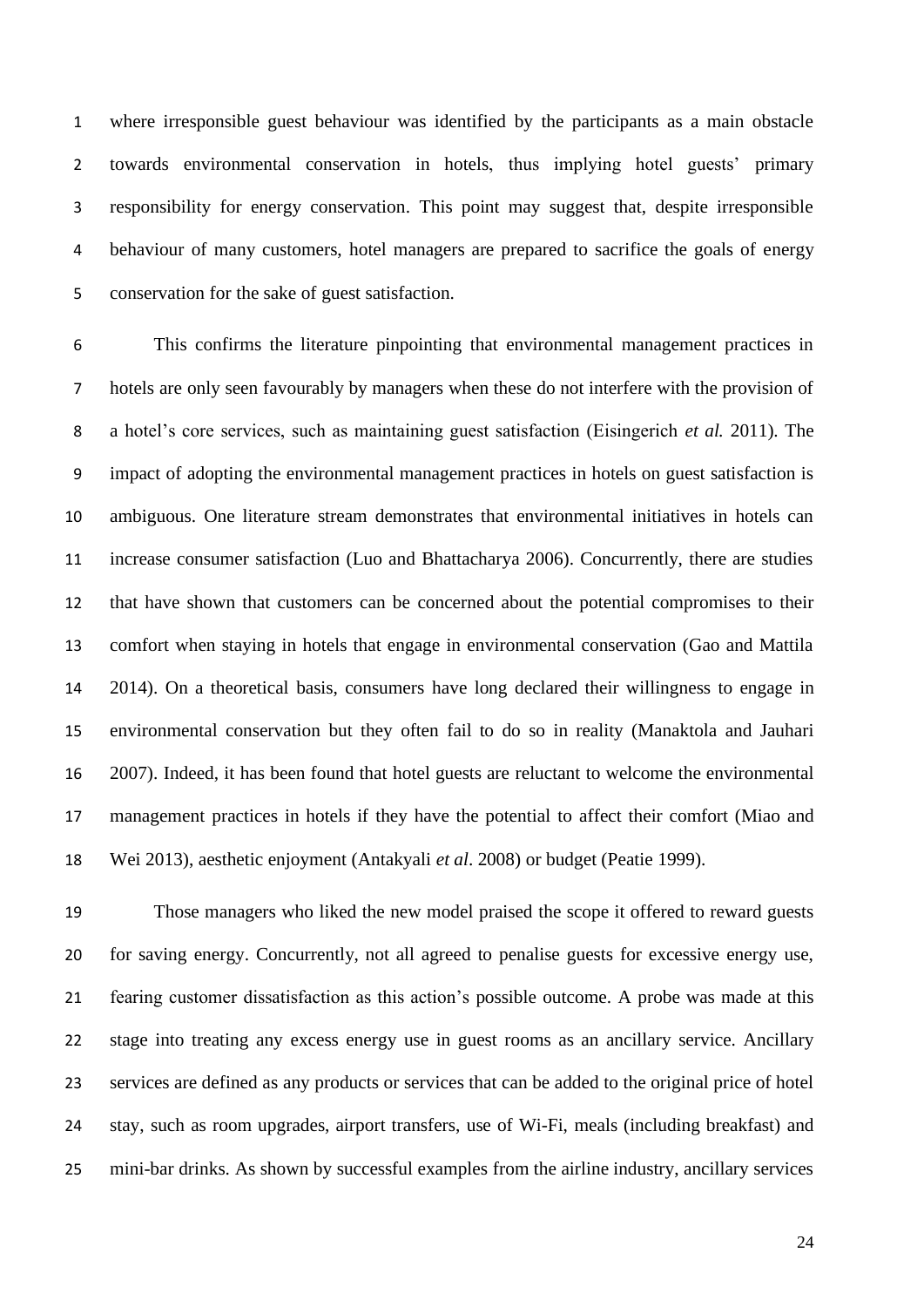where irresponsible guest behaviour was identified by the participants as a main obstacle towards environmental conservation in hotels, thus implying hotel guests' primary responsibility for energy conservation. This point may suggest that, despite irresponsible behaviour of many customers, hotel managers are prepared to sacrifice the goals of energy conservation for the sake of guest satisfaction.

This confirms the literature pinpointing that environmental management practices in hotels are only seen favourably by managers when these do not interfere with the provision of a hotel's core services, such as maintaining guest satisfaction (Eisingerich *et al.* 2011). The impact of adopting the environmental management practices in hotels on guest satisfaction is ambiguous. One literature stream demonstrates that environmental initiatives in hotels can increase consumer satisfaction (Luo and Bhattacharya 2006). Concurrently, there are studies that have shown that customers can be concerned about the potential compromises to their comfort when staying in hotels that engage in environmental conservation (Gao and Mattila 2014). On a theoretical basis, consumers have long declared their willingness to engage in environmental conservation but they often fail to do so in reality (Manaktola and Jauhari 2007). Indeed, it has been found that hotel guests are reluctant to welcome the environmental management practices in hotels if they have the potential to affect their comfort (Miao and Wei 2013), aesthetic enjoyment (Antakyali *et al*. 2008) or budget (Peatie 1999).

Those managers who liked the new model praised the scope it offered to reward guests for saving energy. Concurrently, not all agreed to penalise guests for excessive energy use, fearing customer dissatisfaction as this action's possible outcome. A probe was made at this stage into treating any excess energy use in guest rooms as an ancillary service. Ancillary services are defined as any products or services that can be added to the original price of hotel stay, such as room upgrades, airport transfers, use of Wi-Fi, meals (including breakfast) and mini-bar drinks. As shown by successful examples from the airline industry, ancillary services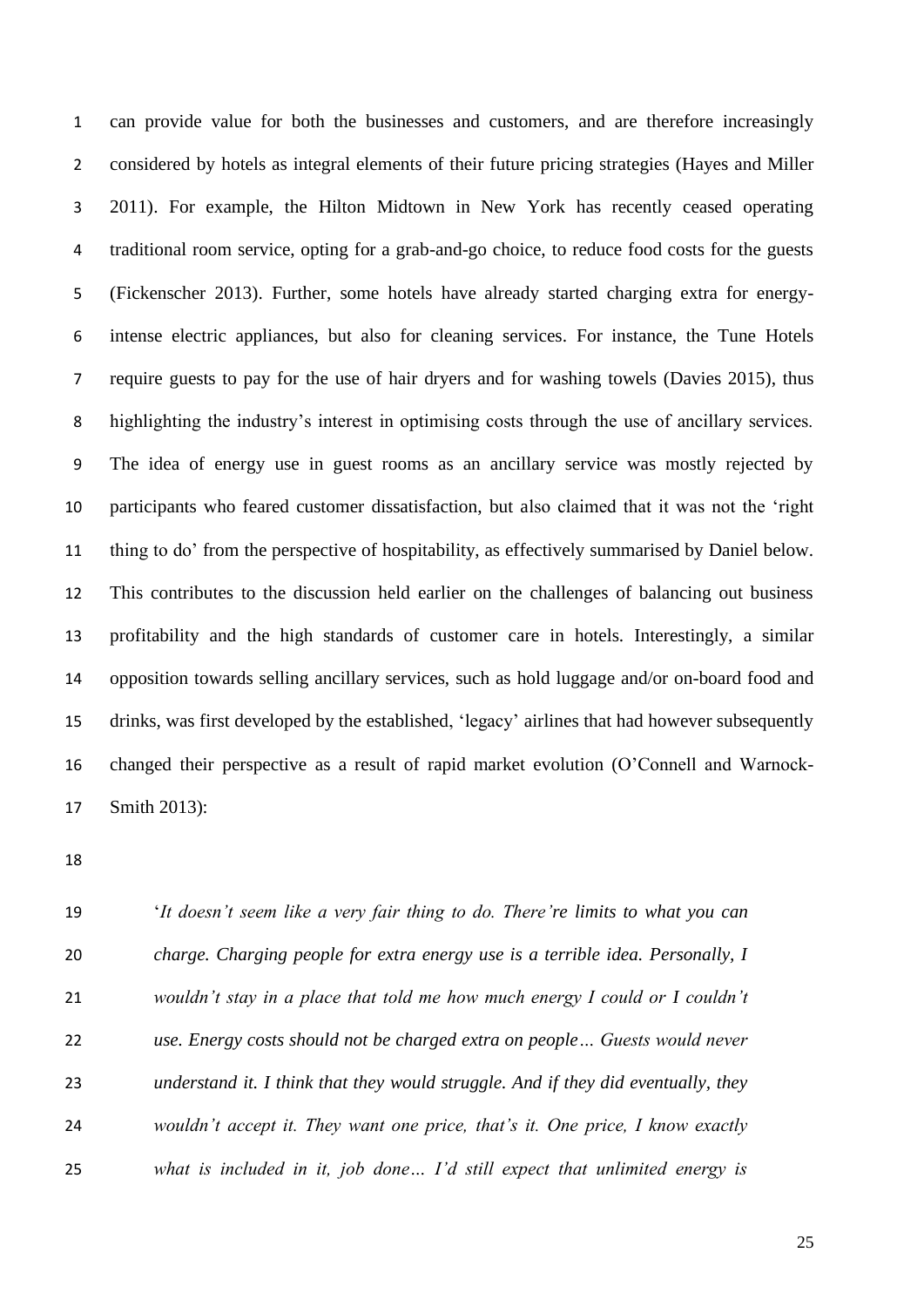can provide value for both the businesses and customers, and are therefore increasingly considered by hotels as integral elements of their future pricing strategies (Hayes and Miller 2011). For example, the Hilton Midtown in New York has recently ceased operating traditional room service, opting for a grab-and-go choice, to reduce food costs for the guests (Fickenscher 2013). Further, some hotels have already started charging extra for energy-intense electric appliances, but also for cleaning services. For instance, the Tune Hotels require guests to pay for the use of hair dryers and for washing towels (Davies 2015), thus highlighting the industry's interest in optimising costs through the use of ancillary services. The idea of energy use in guest rooms as an ancillary service was mostly rejected by participants who feared customer dissatisfaction, but also claimed that it was not the 'right thing to do' from the perspective of hospitality, as effectively summarised by Daniel below. This contributes to the discussion held earlier on the challenges of balancing out business profitability and the high standards of customer care in hotels. Interestingly, a similar opposition towards selling ancillary services, such as hold luggage and/or on-board food and drinks, was first developed by the established, 'legacy' airlines that had however subsequently changed their perspective as a result of rapid market evolution (O'Connell and Warnock-Smith 2013):

> '*It doesn't seem like a very fair thing to do. There're limits to what you can charge. Charging people for extra energy use is a terrible idea. Personally, I wouldn't stay in a place that told me how much energy I could or I couldn't use. Energy costs should not be charged extra on people… Guests would never understand it. I think that they would struggle. And if they did eventually, they wouldn't accept it. They want one price, that's it. One price, I know exactly what is included in it, job done… I'd still expect that unlimited energy is*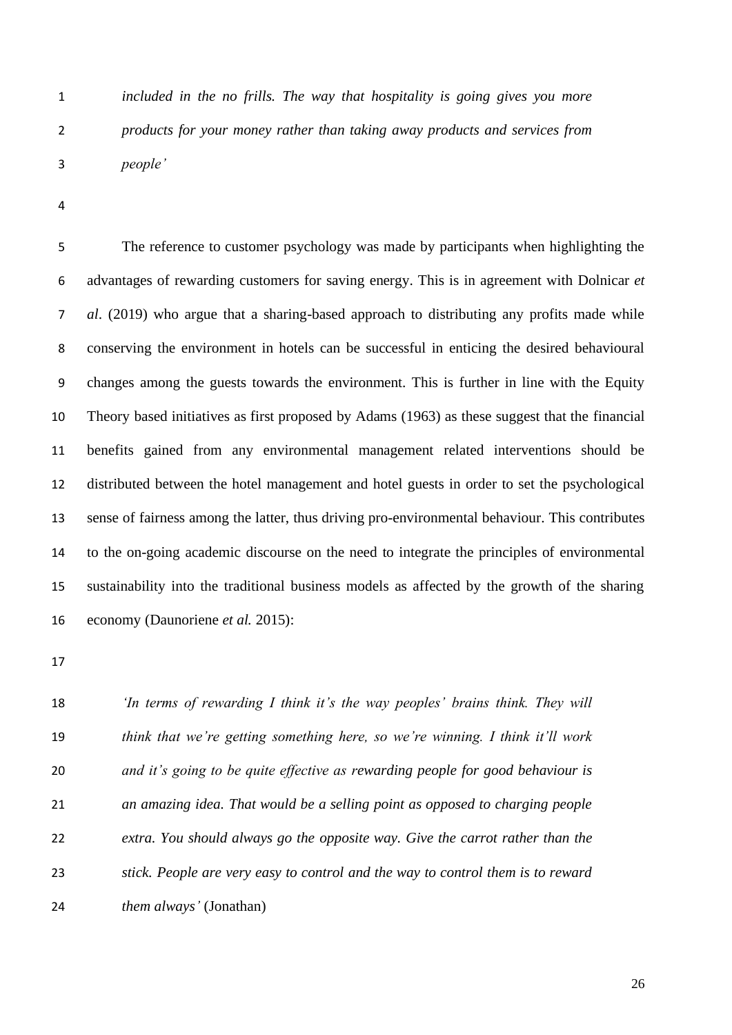> *included in the no frills. The way that hospitality is going gives you more products for your money rather than taking away products and services from people'*

The reference to customer psychology was made by participants when highlighting the advantages of rewarding customers for saving energy. This is in agreement with Dolnicar *et al*. (2019) who argue that a sharing-based approach to distributing any profits made while conserving the environment in hotels can be successful in enticing the desired behavioural changes among the guests towards the environment. This is further in line with the Equity Theory based initiatives as first proposed by Adams (1963) as these suggest that the financial benefits gained from any environmental management related interventions should be distributed between the hotel management and hotel guests in order to set the psychological sense of fairness among the latter, thus driving pro-environmental behaviour. This contributes to the on-going academic discourse on the need to integrate the principles of environmental sustainability into the traditional business models as affected by the growth of the sharing economy (Daunoriene *et al.* 2015):

> *'In terms of rewarding I think it's the way peoples' brains think. They will think that we're getting something here, so we're winning. I think it'll work and it's going to be quite effective as rewarding people for good behaviour is an amazing idea. That would be a selling point as opposed to charging people extra. You should always go the opposite way. Give the carrot rather than the stick. People are very easy to control and the way to control them is to reward them always'* (Jonathan)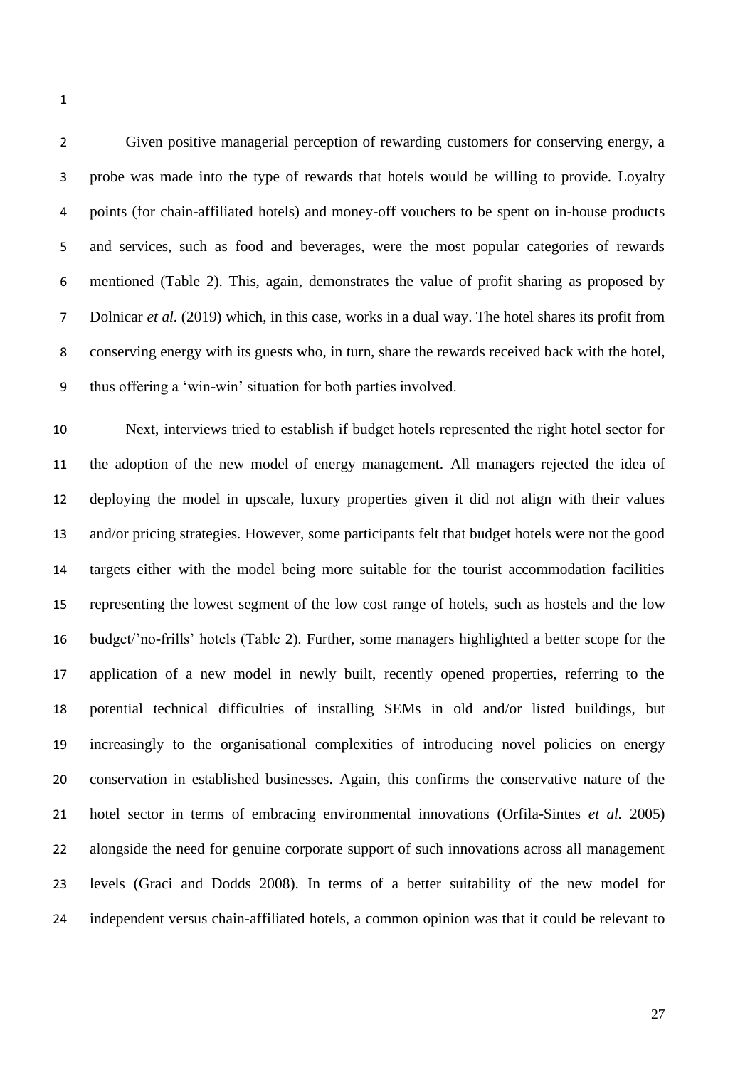Given positive managerial perception of rewarding customers for conserving energy, a probe was made into the type of rewards that hotels would be willing to provide. Loyalty points (for chain-affiliated hotels) and money-off vouchers to be spent on in-house products and services, such as food and beverages, were the most popular categories of rewards mentioned (Table 2). This, again, demonstrates the value of profit sharing as proposed by Dolnicar *et al*. (2019) which, in this case, works in a dual way. The hotel shares its profit from conserving energy with its guests who, in turn, share the rewards received back with the hotel, thus offering a 'win-win' situation for both parties involved.

Next, interviews tried to establish if budget hotels represented the right hotel sector for the adoption of the new model of energy management. All managers rejected the idea of deploying the model in upscale, luxury properties given it did not align with their values and/or pricing strategies. However, some participants felt that budget hotels were not the good targets either with the model being more suitable for the tourist accommodation facilities representing the lowest segment of the low cost range of hotels, such as hostels and the low budget/'no-frills' hotels (Table 2). Further, some managers highlighted a better scope for the application of a new model in newly built, recently opened properties, referring to the potential technical difficulties of installing SEMs in old and/or listed buildings, but increasingly to the organisational complexities of introducing novel policies on energy conservation in established businesses. Again, this confirms the conservative nature of the hotel sector in terms of embracing environmental innovations (Orfila-Sintes *et al.* 2005) alongside the need for genuine corporate support of such innovations across all management levels (Graci and Dodds 2008). In terms of a better suitability of the new model for independent versus chain-affiliated hotels, a common opinion was that it could be relevant to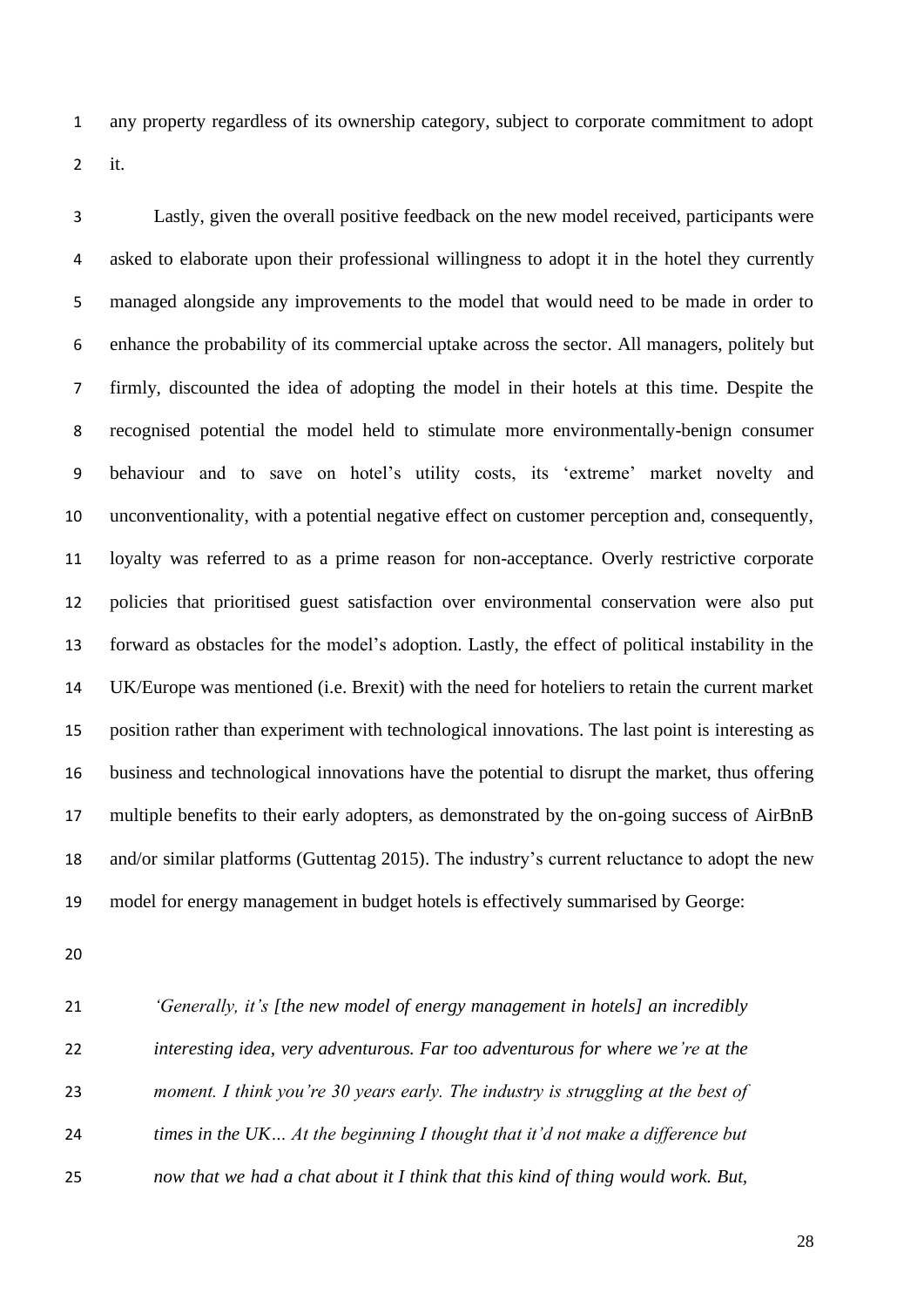any property regardless of its ownership category, subject to corporate commitment to adopt it.

Lastly, given the overall positive feedback on the new model received, participants were asked to elaborate upon their professional willingness to adopt it in the hotel they currently managed alongside any improvements to the model that would need to be made in order to enhance the probability of its commercial uptake across the sector. All managers, politely but firmly, discounted the idea of adopting the model in their hotels at this time. Despite the recognised potential the model held to stimulate more environmentally-benign consumer behaviour and to save on hotel's utility costs, its 'extreme' market novelty and unconventionality, with a potential negative effect on customer perception and, consequently, loyalty was referred to as a prime reason for non-acceptance. Overly restrictive corporate policies that prioritised guest satisfaction over environmental conservation were also put forward as obstacles for the model's adoption. Lastly, the effect of political instability in the UK/Europe was mentioned (i.e. Brexit) with the need for hoteliers to retain the current market position rather than experiment with technological innovations. The last point is interesting as business and technological innovations have the potential to disrupt the market, thus offering multiple benefits to their early adopters, as demonstrated by the on-going success of AirBnB and/or similar platforms (Guttentag 2015). The industry's current reluctance to adopt the new model for energy management in budget hotels is effectively summarised by George:

> *'Generally, it's [the new model of energy management in hotels] an incredibly interesting idea, very adventurous. Far too adventurous for where we're at the moment. I think you're 30 years early. The industry is struggling at the best of times in the UK… At the beginning I thought that it'd not make a difference but now that we had a chat about it I think that this kind of thing would work. But,*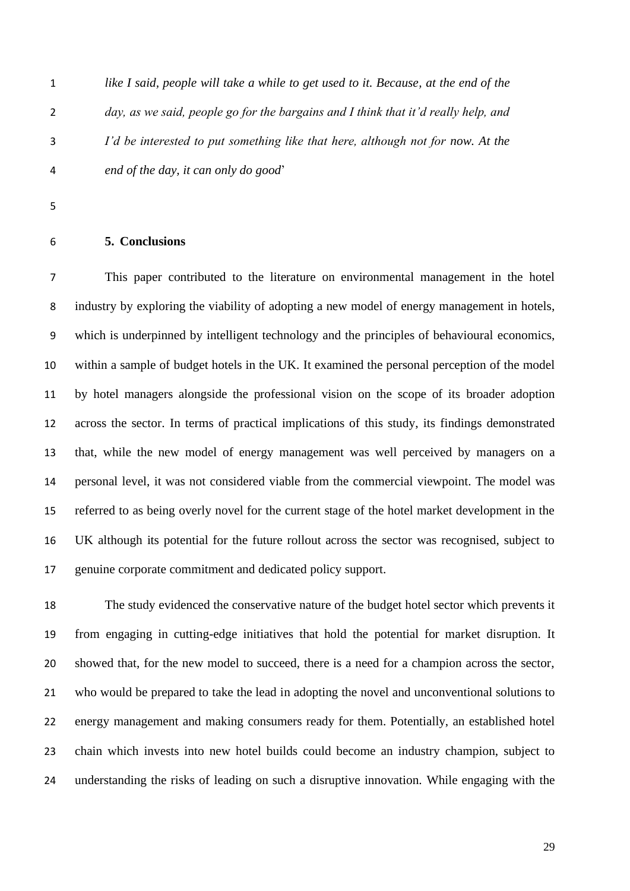*like I said, people will take a while to get used to it. Because, at the end of the day, as we said, people go for the bargains and I think that it'd really help, and I'd be interested to put something like that here, although not for now. At the end of the day, it can only do good*'

## 5. Conclusions

This paper contributed to the literature on environmental management in the hotel industry by exploring the viability of adopting a new model of energy management in hotels, which is underpinned by intelligent technology and the principles of behavioural economics, within a sample of budget hotels in the UK. It examined the personal perception of the model by hotel managers alongside the professional vision on the scope of its broader adoption across the sector. In terms of practical implications of this study, its findings demonstrated that, while the new model of energy management was well perceived by managers on a personal level, it was not considered viable from the commercial viewpoint. The model was referred to as being overly novel for the current stage of the hotel market development in the UK although its potential for the future rollout across the sector was recognised, subject to genuine corporate commitment and dedicated policy support.

The study evidenced the conservative nature of the budget hotel sector which prevents it from engaging in cutting-edge initiatives that hold the potential for market disruption. It showed that, for the new model to succeed, there is a need for a champion across the sector, who would be prepared to take the lead in adopting the novel and unconventional solutions to energy management and making consumers ready for them. Potentially, an established hotel chain which invests into new hotel builds could become an industry champion, subject to understanding the risks of leading on such a disruptive innovation. While engaging with the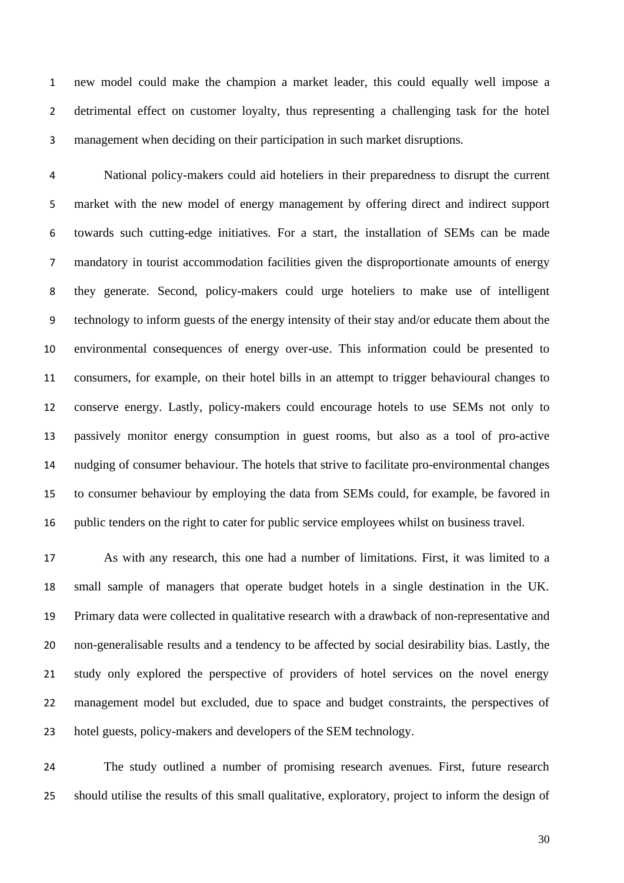new model could make the champion a market leader, this could equally well impose a detrimental effect on customer loyalty, thus representing a challenging task for the hotel management when deciding on their participation in such market disruptions.

National policy-makers could aid hoteliers in their preparedness to disrupt the current market with the new model of energy management by offering direct and indirect support towards such cutting-edge initiatives. For a start, the installation of SEMs can be made mandatory in tourist accommodation facilities given the disproportionate amounts of energy they generate. Second, policy-makers could urge hoteliers to make use of intelligent technology to inform guests of the energy intensity of their stay and/or educate them about the environmental consequences of energy over-use. This information could be presented to consumers, for example, on their hotel bills in an attempt to trigger behavioural changes to conserve energy. Lastly, policy-makers could encourage hotels to use SEMs not only to passively monitor energy consumption in guest rooms, but also as a tool of pro-active nudging of consumer behaviour. The hotels that strive to facilitate pro-environmental changes to consumer behaviour by employing the data from SEMs could, for example, be favored in public tenders on the right to cater for public service employees whilst on business travel.

As with any research, this one had a number of limitations. First, it was limited to a small sample of managers that operate budget hotels in a single destination in the UK. Primary data were collected in qualitative research with a drawback of non-representative and non-generalisable results and a tendency to be affected by social desirability bias. Lastly, the study only explored the perspective of providers of hotel services on the novel energy management model but excluded, due to space and budget constraints, the perspectives of hotel guests, policy-makers and developers of the SEM technology.

The study outlined a number of promising research avenues. First, future research should utilise the results of this small qualitative, exploratory, project to inform the design of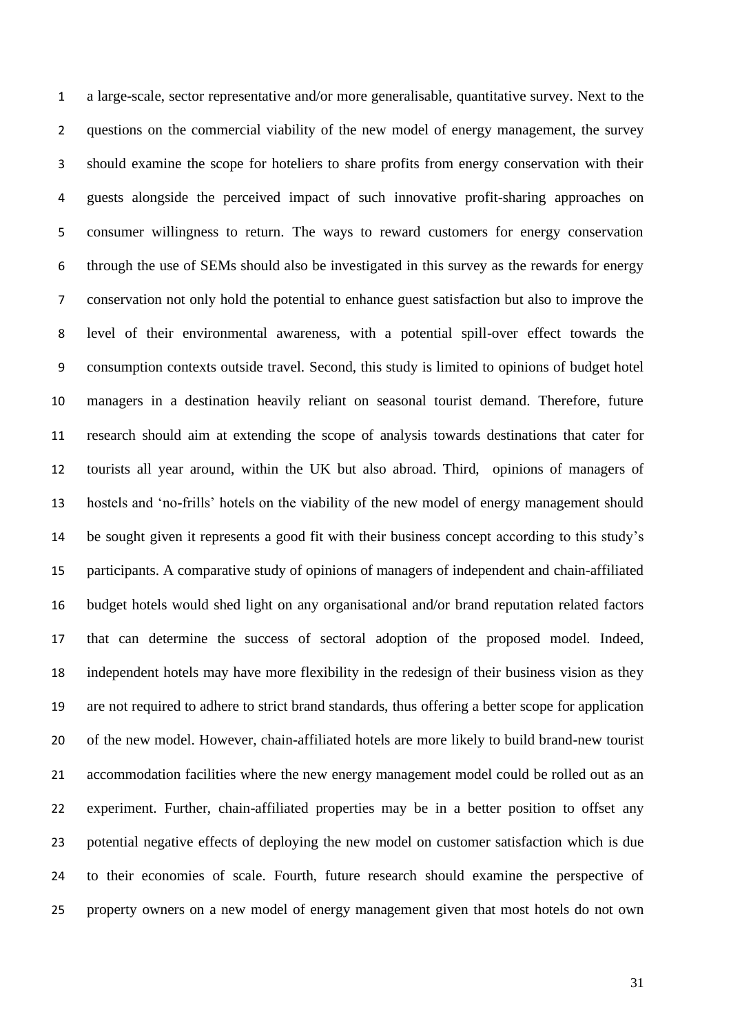a large-scale, sector representative and/or more generalisable, quantitative survey. Next to the questions on the commercial viability of the new model of energy management, the survey should examine the scope for hoteliers to share profits from energy conservation with their guests alongside the perceived impact of such innovative profit-sharing approaches on consumer willingness to return. The ways to reward customers for energy conservation through the use of SEMs should also be investigated in this survey as the rewards for energy conservation not only hold the potential to enhance guest satisfaction but also to improve the level of their environmental awareness, with a potential spill-over effect towards the consumption contexts outside travel. Second, this study is limited to opinions of budget hotel managers in a destination heavily reliant on seasonal tourist demand. Therefore, future research should aim at extending the scope of analysis towards destinations that cater for tourists all year around, within the UK but also abroad. Third, opinions of managers of hostels and 'no-frills' hotels on the viability of the new model of energy management should be sought given it represents a good fit with their business concept according to this study's participants. A comparative study of opinions of managers of independent and chain-affiliated budget hotels would shed light on any organisational and/or brand reputation related factors that can determine the success of sectoral adoption of the proposed model. Indeed, independent hotels may have more flexibility in the redesign of their business vision as they are not required to adhere to strict brand standards, thus offering a better scope for application of the new model. However, chain-affiliated hotels are more likely to build brand-new tourist accommodation facilities where the new energy management model could be rolled out as an experiment. Further, chain-affiliated properties may be in a better position to offset any potential negative effects of deploying the new model on customer satisfaction which is due to their economies of scale. Fourth, future research should examine the perspective of property owners on a new model of energy management given that most hotels do not own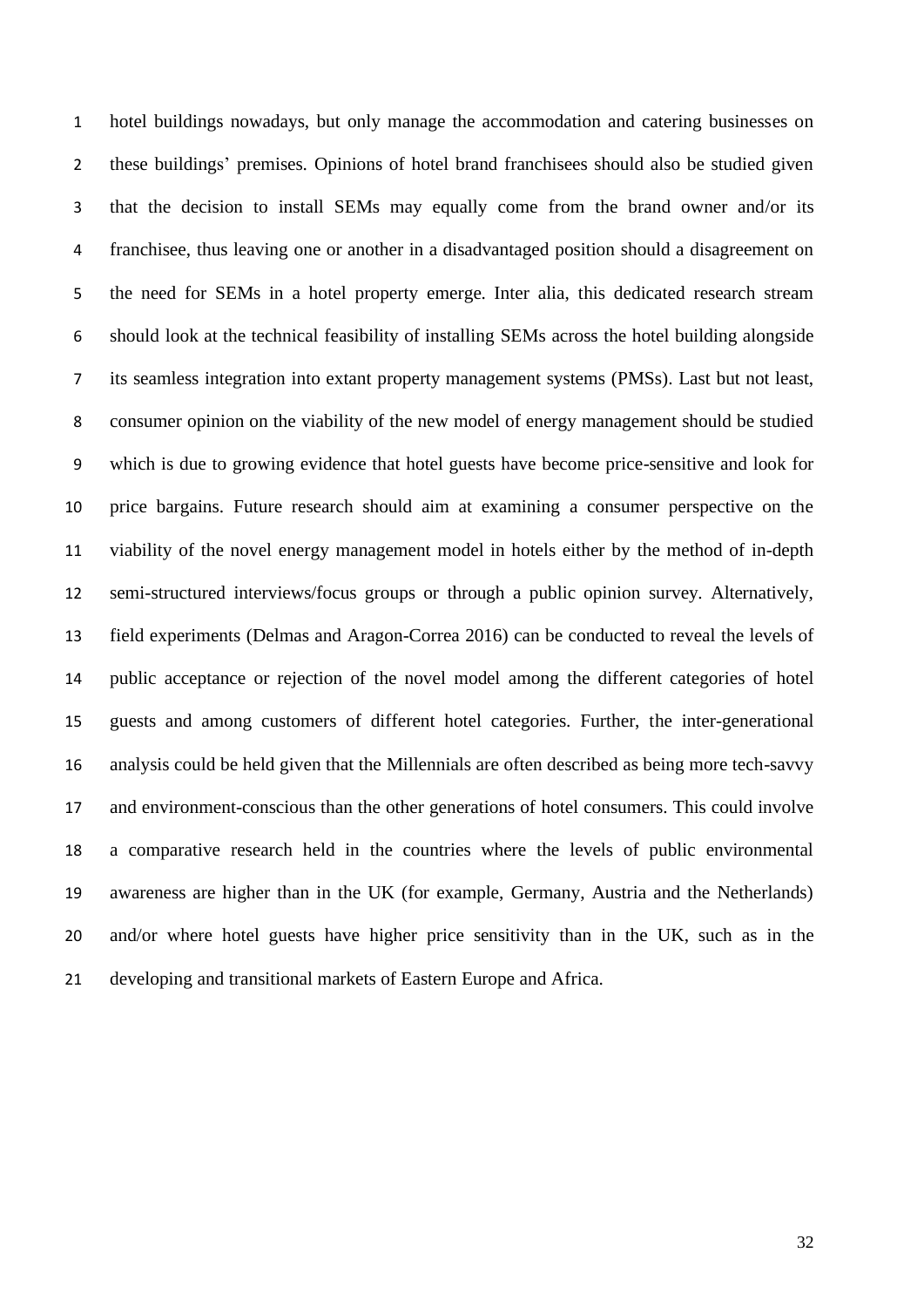hotel buildings nowadays, but only manage the accommodation and catering businesses on these buildings' premises. Opinions of hotel brand franchisees should also be studied given that the decision to install SEMs may equally come from the brand owner and/or its franchisee, thus leaving one or another in a disadvantaged position should a disagreement on the need for SEMs in a hotel property emerge. Inter alia, this dedicated research stream should look at the technical feasibility of installing SEMs across the hotel building alongside its seamless integration into extant property management systems (PMSs). Last but not least, consumer opinion on the viability of the new model of energy management should be studied which is due to growing evidence that hotel guests have become price-sensitive and look for price bargains. Future research should aim at examining a consumer perspective on the viability of the novel energy management model in hotels either by the method of in-depth semi-structured interviews/focus groups or through a public opinion survey. Alternatively, field experiments (Delmas and Aragon-Correa 2016) can be conducted to reveal the levels of public acceptance or rejection of the novel model among the different categories of hotel guests and among customers of different hotel categories. Further, the inter-generational analysis could be held given that the Millennials are often described as being more tech-savvy and environment-conscious than the other generations of hotel consumers. This could involve a comparative research held in the countries where the levels of public environmental awareness are higher than in the UK (for example, Germany, Austria and the Netherlands) and/or where hotel guests have higher price sensitivity than in the UK, such as in the developing and transitional markets of Eastern Europe and Africa.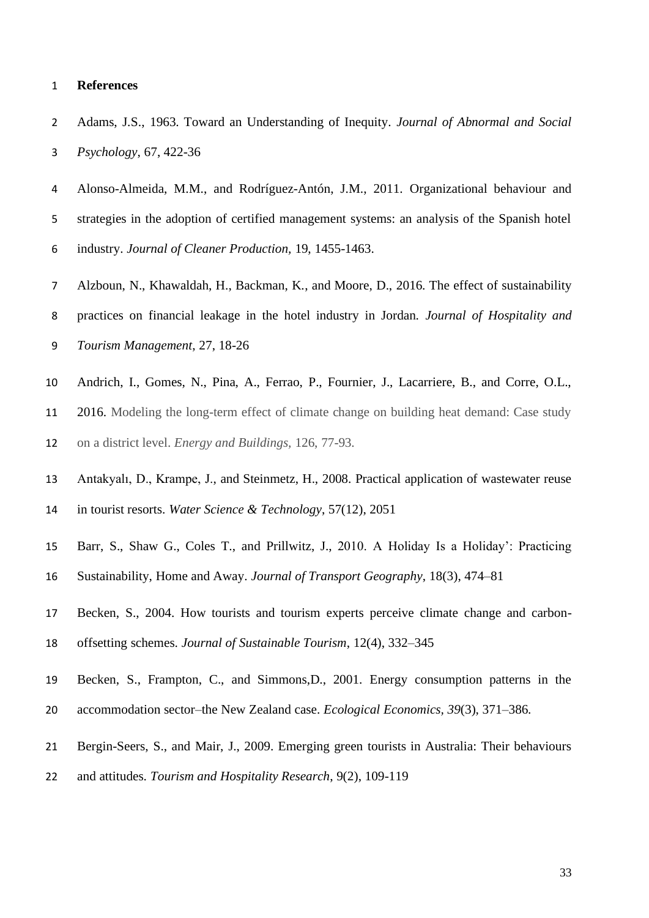**References**

Adams, J.S., 1963. Toward an Understanding of Inequity. *Journal of Abnormal and Social Psychology*, 67, 422-36

Alonso-Almeida, M.M., and Rodríguez-Antón, J.M., 2011. Organizational behaviour and strategies in the adoption of certified management systems: an analysis of the Spanish hotel industry. *Journal of Cleaner Production,* 19, 1455-1463.

Alzboun, N., Khawaldah, H., Backman, K., and Moore, D., 2016. The effect of sustainability practices on financial leakage in the hotel industry in Jordan. *Journal of Hospitality and Tourism Management*, 27, 18-26

Andrich, I., Gomes, N., Pina, A., Ferrao, P., Fournier, J., Lacarriere, B., and Corre, O.L., 2016. Modeling the long-term effect of climate change on building heat demand: Case study on a district level. *Energy and Buildings*, 126, 77-93.

Antakyalı, D., Krampe, J., and Steinmetz, H., 2008. Practical application of wastewater reuse in tourist resorts. *Water Science & Technology*, 57(12), 2051

Barr, S., Shaw G., Coles T., and Prillwitz, J., 2010. A Holiday Is a Holiday': Practicing Sustainability, Home and Away. *Journal of Transport Geography*, 18(3), 474–81

Becken, S., 2004. How tourists and tourism experts perceive climate change and carbon-offsetting schemes. *Journal of Sustainable Tourism*, 12(4), 332–345

Becken, S., Frampton, C., and Simmons,D., 2001. Energy consumption patterns in the accommodation sector–the New Zealand case. *Ecological Economics, 39*(3), 371–386.

Bergin-Seers, S., and Mair, J., 2009. Emerging green tourists in Australia: Their behaviours and attitudes. *Tourism and Hospitality Research*, 9(2), 109-119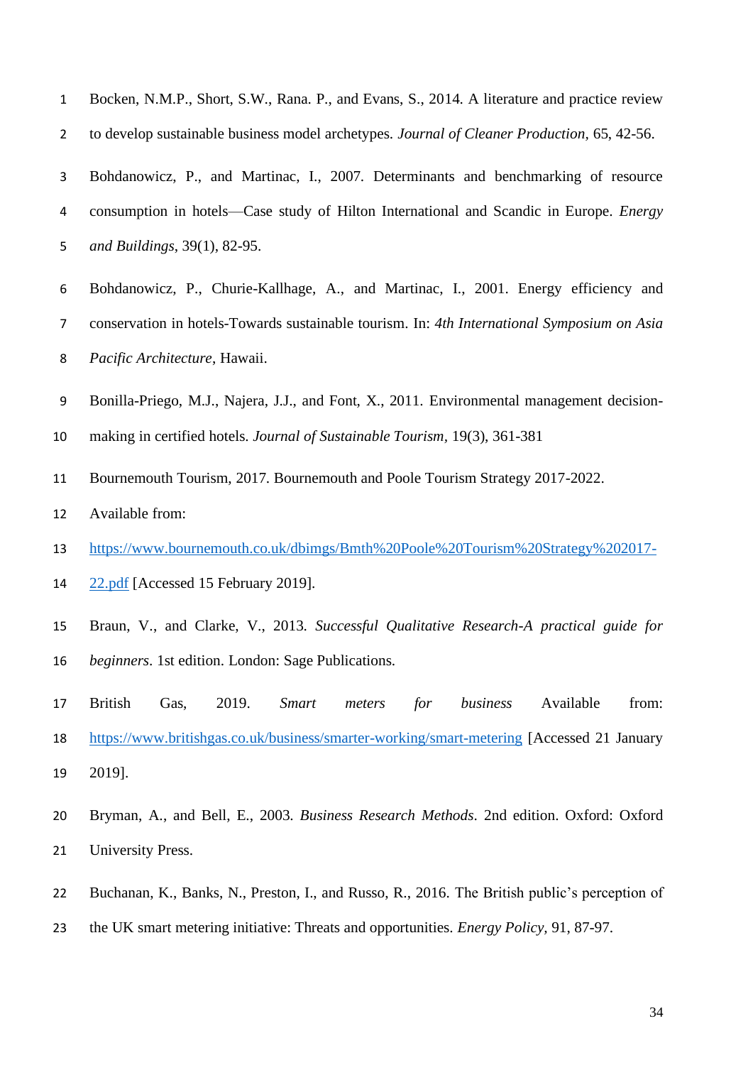Bocken, N.M.P., Short, S.W., Rana. P., and Evans, S., 2014. A literature and practice review to develop sustainable business model archetypes. *Journal of Cleaner Production*, 65, 42-56.

Bohdanowicz, P., and Martinac, I., 2007. Determinants and benchmarking of resource consumption in hotels—Case study of Hilton International and Scandic in Europe. *Energy and Buildings*, 39(1), 82-95.

Bohdanowicz, P., Churie-Kallhage, A., and Martinac, I., 2001. Energy efficiency and conservation in hotels-Towards sustainable tourism. In: *4th International Symposium on Asia Pacific Architecture*, Hawaii.

Bonilla-Priego, M.J., Najera, J.J., and Font, X., 2011. Environmental management decision-making in certified hotels. *Journal of Sustainable Tourism*, 19(3), 361-381

Bournemouth Tourism, 2017. Bournemouth and Poole Tourism Strategy 2017-2022. Available from: https://www.bournemouth.co.uk/dbimgs/Bmth%20Poole%20Tourism%20Strategy%202017-22.pdf [Accessed 15 February 2019].

Braun, V., and Clarke, V., 2013. *Successful Qualitative Research-A practical guide for beginners*. 1st edition. London: Sage Publications.

British Gas, 2019. *Smart meters for business* Available from: https://www.britishgas.co.uk/business/smarter-working/smart-metering [Accessed 21 January 2019].

Bryman, A., and Bell, E., 2003. *Business Research Methods*. 2nd edition. Oxford: Oxford University Press.

Buchanan, K., Banks, N., Preston, I., and Russo, R., 2016. The British public's perception of the UK smart metering initiative: Threats and opportunities. *Energy Policy*, 91, 87-97.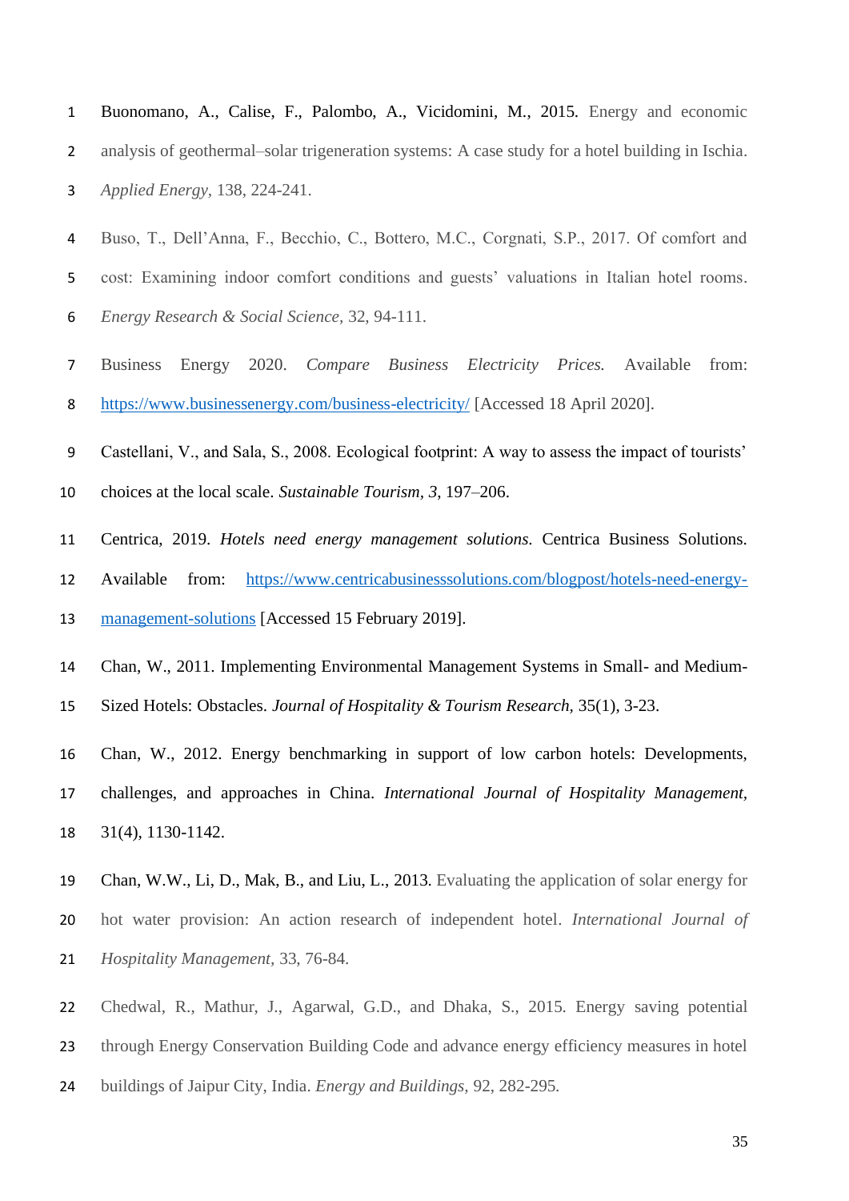Buonomano, A., Calise, F., Palombo, A., Vicidomini, M., 2015. Energy and economic analysis of geothermal–solar trigeneration systems: A case study for a hotel building in Ischia. *Applied Energy*, 138, 224-241.

Buso, T., Dell'Anna, F., Becchio, C., Bottero, M.C., Corgnati, S.P., 2017. Of comfort and cost: Examining indoor comfort conditions and guests' valuations in Italian hotel rooms. *Energy Research & Social Science*, 32, 94-111.

Business Energy 2020. *Compare Business Electricity Prices.* Available from: [https://www.businessenergy.com/business-electricity/](https://www.businessenergy.com/business-electricity/) [Accessed 18 April 2020].

Castellani, V., and Sala, S., 2008. Ecological footprint: A way to assess the impact of tourists' choices at the local scale. *Sustainable Tourism*, *3*, 197–206.

Centrica, 2019. *Hotels need energy management solutions*. Centrica Business Solutions. Available from: [https://www.centricabusinesssolutions.com/blogpost/hotels-need-energy-management-solutions](https://www.centricabusinesssolutions.com/blogpost/hotels-need-energy-management-solutions) [Accessed 15 February 2019].

Chan, W., 2011. Implementing Environmental Management Systems in Small- and Medium-Sized Hotels: Obstacles. *Journal of Hospitality & Tourism Research*, 35(1), 3-23.

Chan, W., 2012. Energy benchmarking in support of low carbon hotels: Developments, challenges, and approaches in China. *International Journal of Hospitality Management*, 31(4), 1130-1142.

Chan, W.W., Li, D., Mak, B., and Liu, L., 2013. Evaluating the application of solar energy for hot water provision: An action research of independent hotel. *International Journal of Hospitality Management*, 33, 76-84.

Chedwal, R., Mathur, J., Agarwal, G.D., and Dhaka, S., 2015. Energy saving potential through Energy Conservation Building Code and advance energy efficiency measures in hotel buildings of Jaipur City, India. *Energy and Buildings*, 92, 282-295.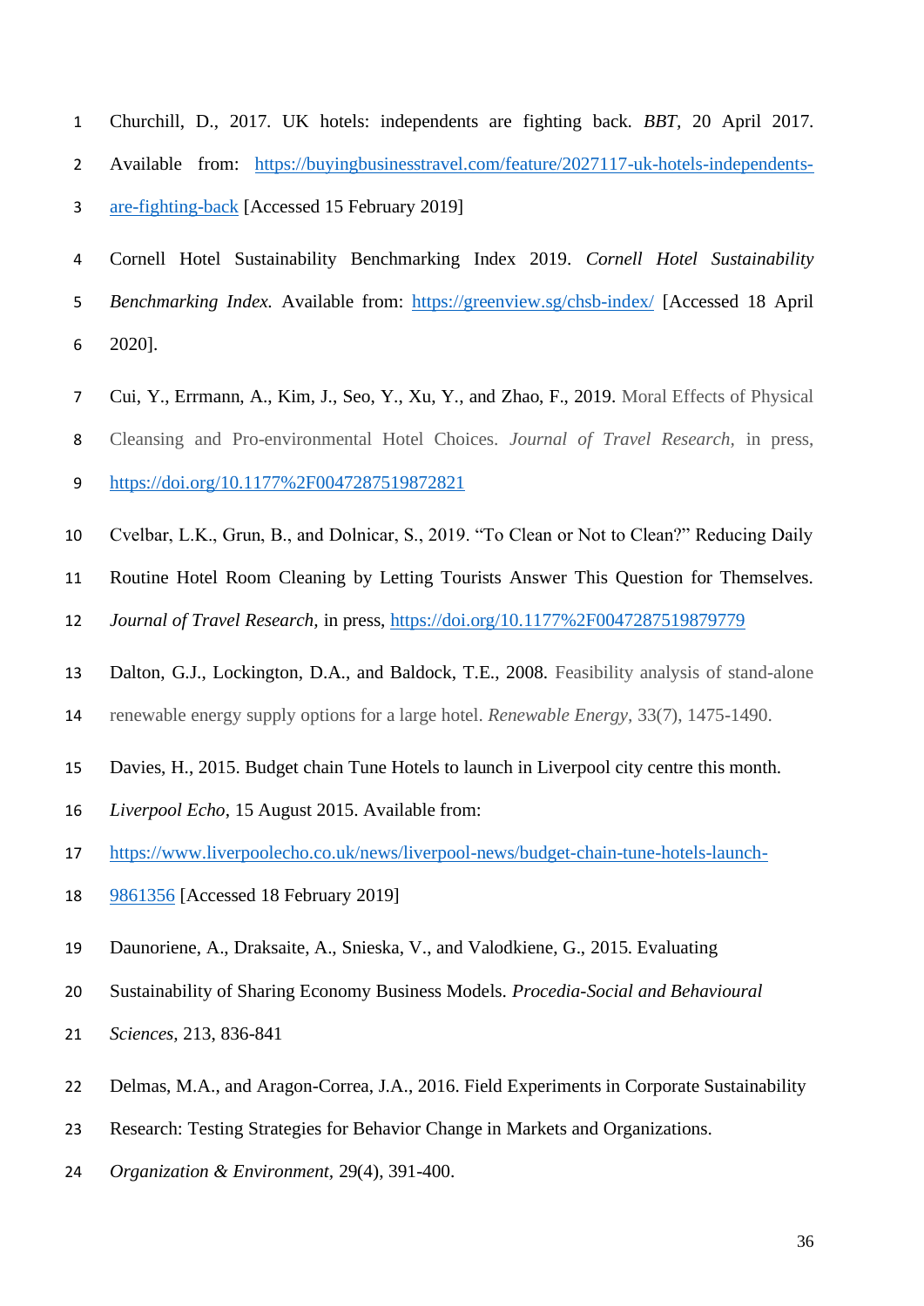Churchill, D., 2017. UK hotels: independents are fighting back. *BBT*, 20 April 2017. Available from: https://buyingbusinesstravel.com/feature/2027117-uk-hotels-independents-are-fighting-back [Accessed 15 February 2019]

Cornell Hotel Sustainability Benchmarking Index 2019. *Cornell Hotel Sustainability Benchmarking Index.* Available from: https://greenview.sg/chsb-index/ [Accessed 18 April 2020].

Cui, Y., Errmann, A., Kim, J., Seo, Y., Xu, Y., and Zhao, F., 2019. Moral Effects of Physical Cleansing and Pro-environmental Hotel Choices. *Journal of Travel Research*, in press, https://doi.org/10.1177%2F0047287519872821

Cvelbar, L.K., Grun, B., and Dolnicar, S., 2019. "To Clean or Not to Clean?" Reducing Daily Routine Hotel Room Cleaning by Letting Tourists Answer This Question for Themselves. *Journal of Travel Research*, in press, https://doi.org/10.1177%2F0047287519879779

Dalton, G.J., Lockington, D.A., and Baldock, T.E., 2008. Feasibility analysis of stand-alone renewable energy supply options for a large hotel. *Renewable Energy*, 33(7), 1475-1490.

Davies, H., 2015. Budget chain Tune Hotels to launch in Liverpool city centre this month. *Liverpool Echo*, 15 August 2015. Available from: https://www.liverpoolecho.co.uk/news/liverpool-news/budget-chain-tune-hotels-launch-9861356 [Accessed 18 February 2019]

Daunoriene, A., Draksaite, A., Snieska, V., and Valodkiene, G., 2015. Evaluating Sustainability of Sharing Economy Business Models. *Procedia-Social and Behavioural Sciences*, 213, 836-841

Delmas, M.A., and Aragon-Correa, J.A., 2016. Field Experiments in Corporate Sustainability Research: Testing Strategies for Behavior Change in Markets and Organizations. *Organization & Environment*, 29(4), 391-400.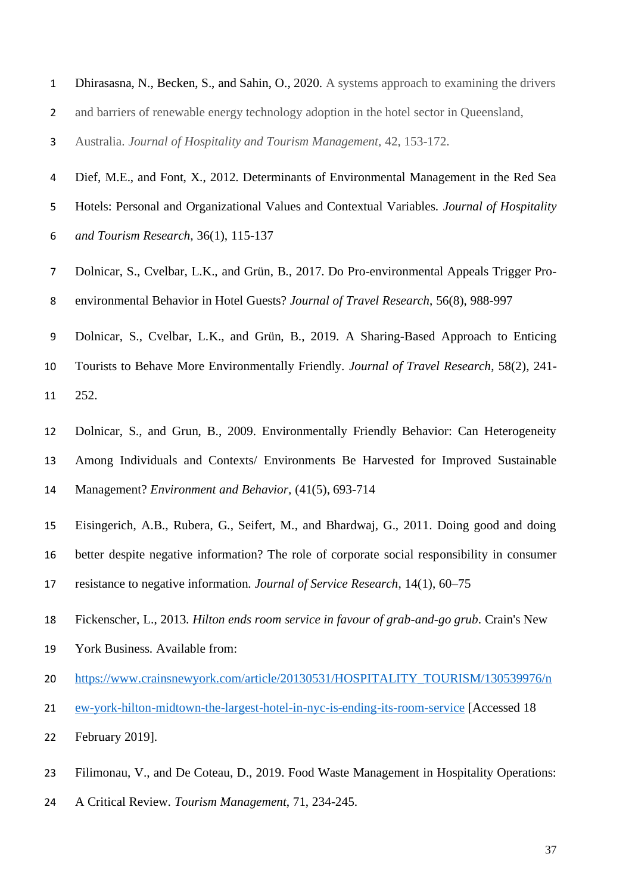Dhirasasna, N., Becken, S., and Sahin, O., 2020. A systems approach to examining the drivers and barriers of renewable energy technology adoption in the hotel sector in Queensland, Australia. *Journal of Hospitality and Tourism Management*, 42, 153-172.

Dief, M.E., and Font, X., 2012. Determinants of Environmental Management in the Red Sea Hotels: Personal and Organizational Values and Contextual Variables. *Journal of Hospitality and Tourism Research*, 36(1), 115-137

Dolnicar, S., Cvelbar, L.K., and Grün, B., 2017. Do Pro-environmental Appeals Trigger Pro-environmental Behavior in Hotel Guests? *Journal of Travel Research*, 56(8), 988-997

Dolnicar, S., Cvelbar, L.K., and Grün, B., 2019. A Sharing-Based Approach to Enticing Tourists to Behave More Environmentally Friendly. *Journal of Travel Research*, 58(2), 241-252.

Dolnicar, S., and Grun, B., 2009. Environmentally Friendly Behavior: Can Heterogeneity Among Individuals and Contexts/ Environments Be Harvested for Improved Sustainable Management? *Environment and Behavior*, (41(5), 693-714

Eisingerich, A.B., Rubera, G., Seifert, M., and Bhardwaj, G., 2011. Doing good and doing better despite negative information? The role of corporate social responsibility in consumer resistance to negative information. *Journal of Service Research*, 14(1), 60–75

Fickenscher, L., 2013. *Hilton ends room service in favour of grab-and-go grub*. Crain's New York Business. Available from: https://www.crainsnewyork.com/article/20130531/HOSPITALITY_TOURISM/130539976/new-york-hilton-midtown-the-largest-hotel-in-nyc-is-ending-its-room-service [Accessed 18 February 2019].

Filimonau, V., and De Coteau, D., 2019. Food Waste Management in Hospitality Operations: A Critical Review. *Tourism Management*, 71, 234-245.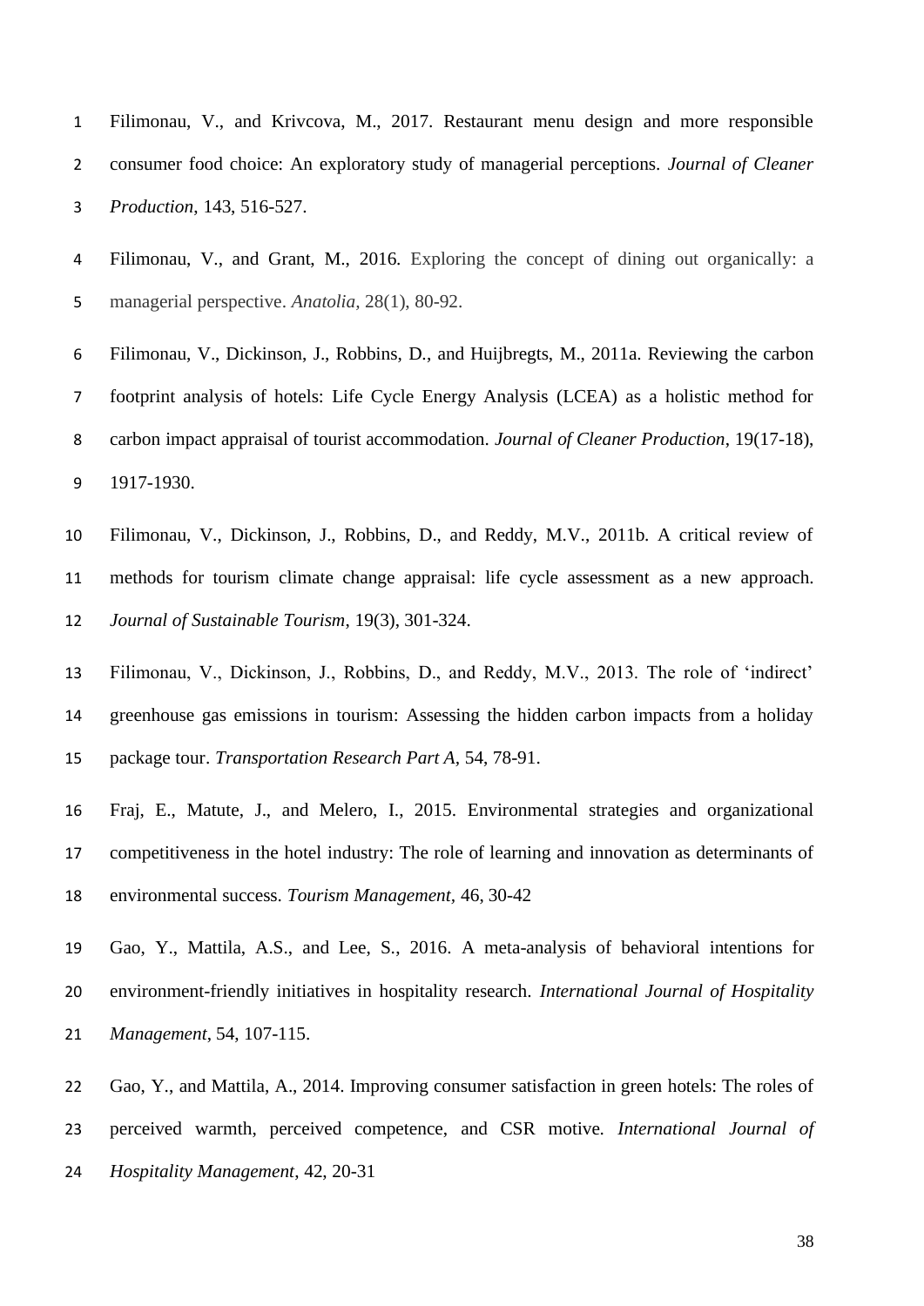Filimonau, V., and Krivcova, M., 2017. Restaurant menu design and more responsible consumer food choice: An exploratory study of managerial perceptions. *Journal of Cleaner Production*, 143, 516-527.

Filimonau, V., and Grant, M., 2016. Exploring the concept of dining out organically: a managerial perspective. *Anatolia*, 28(1), 80-92.

Filimonau, V., Dickinson, J., Robbins, D., and Huijbregts, M., 2011a. Reviewing the carbon footprint analysis of hotels: Life Cycle Energy Analysis (LCEA) as a holistic method for carbon impact appraisal of tourist accommodation. *Journal of Cleaner Production*, 19(17-18), 1917-1930.

Filimonau, V., Dickinson, J., Robbins, D., and Reddy, M.V., 2011b. A critical review of methods for tourism climate change appraisal: life cycle assessment as a new approach. *Journal of Sustainable Tourism*, 19(3), 301-324.

Filimonau, V., Dickinson, J., Robbins, D., and Reddy, M.V., 2013. The role of 'indirect' greenhouse gas emissions in tourism: Assessing the hidden carbon impacts from a holiday package tour. *Transportation Research Part A*, 54, 78-91.

Fraj, E., Matute, J., and Melero, I., 2015. Environmental strategies and organizational competitiveness in the hotel industry: The role of learning and innovation as determinants of environmental success. *Tourism Management*, 46, 30-42

Gao, Y., Mattila, A.S., and Lee, S., 2016. A meta-analysis of behavioral intentions for environment-friendly initiatives in hospitality research. *International Journal of Hospitality Management*, 54, 107-115.

Gao, Y., and Mattila, A., 2014. Improving consumer satisfaction in green hotels: The roles of perceived warmth, perceived competence, and CSR motive. *International Journal of Hospitality Management*, 42, 20-31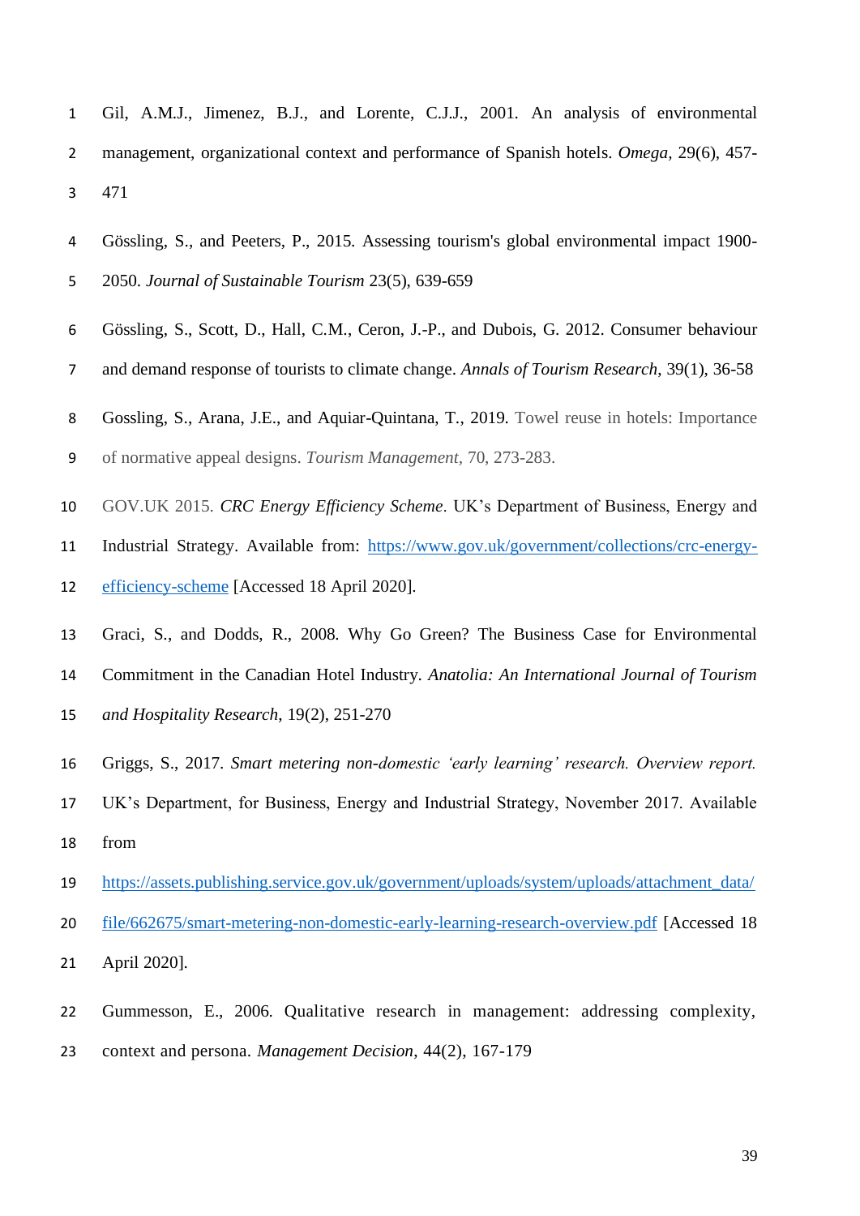Gil, A.M.J., Jimenez, B.J., and Lorente, C.J.J., 2001. An analysis of environmental management, organizational context and performance of Spanish hotels. *Omega*, 29(6), 457-471

Gössling, S., and Peeters, P., 2015. Assessing tourism's global environmental impact 1900-2050. *Journal of Sustainable Tourism* 23(5), 639-659

Gössling, S., Scott, D., Hall, C.M., Ceron, J.-P., and Dubois, G. 2012. Consumer behaviour and demand response of tourists to climate change. *Annals of Tourism Research*, 39(1), 36-58

Gossling, S., Arana, J.E., and Aquiar-Quintana, T., 2019. Towel reuse in hotels: Importance of normative appeal designs. *Tourism Management*, 70, 273-283.

GOV.UK 2015. *CRC Energy Efficiency Scheme*. UK's Department of Business, Energy and Industrial Strategy. Available from: https://www.gov.uk/government/collections/crc-energy-efficiency-scheme [Accessed 18 April 2020].

Graci, S., and Dodds, R., 2008. Why Go Green? The Business Case for Environmental Commitment in the Canadian Hotel Industry. *Anatolia: An International Journal of Tourism and Hospitality Research*, 19(2), 251-270

Griggs, S., 2017. *Smart metering non-domestic 'early learning' research. Overview report.* UK's Department, for Business, Energy and Industrial Strategy, November 2017. Available from https://assets.publishing.service.gov.uk/government/uploads/system/uploads/attachment_data/file/662675/smart-metering-non-domestic-early-learning-research-overview.pdf [Accessed 18 April 2020].

Gummesson, E., 2006. Qualitative research in management: addressing complexity, context and persona. *Management Decision*, 44(2), 167-179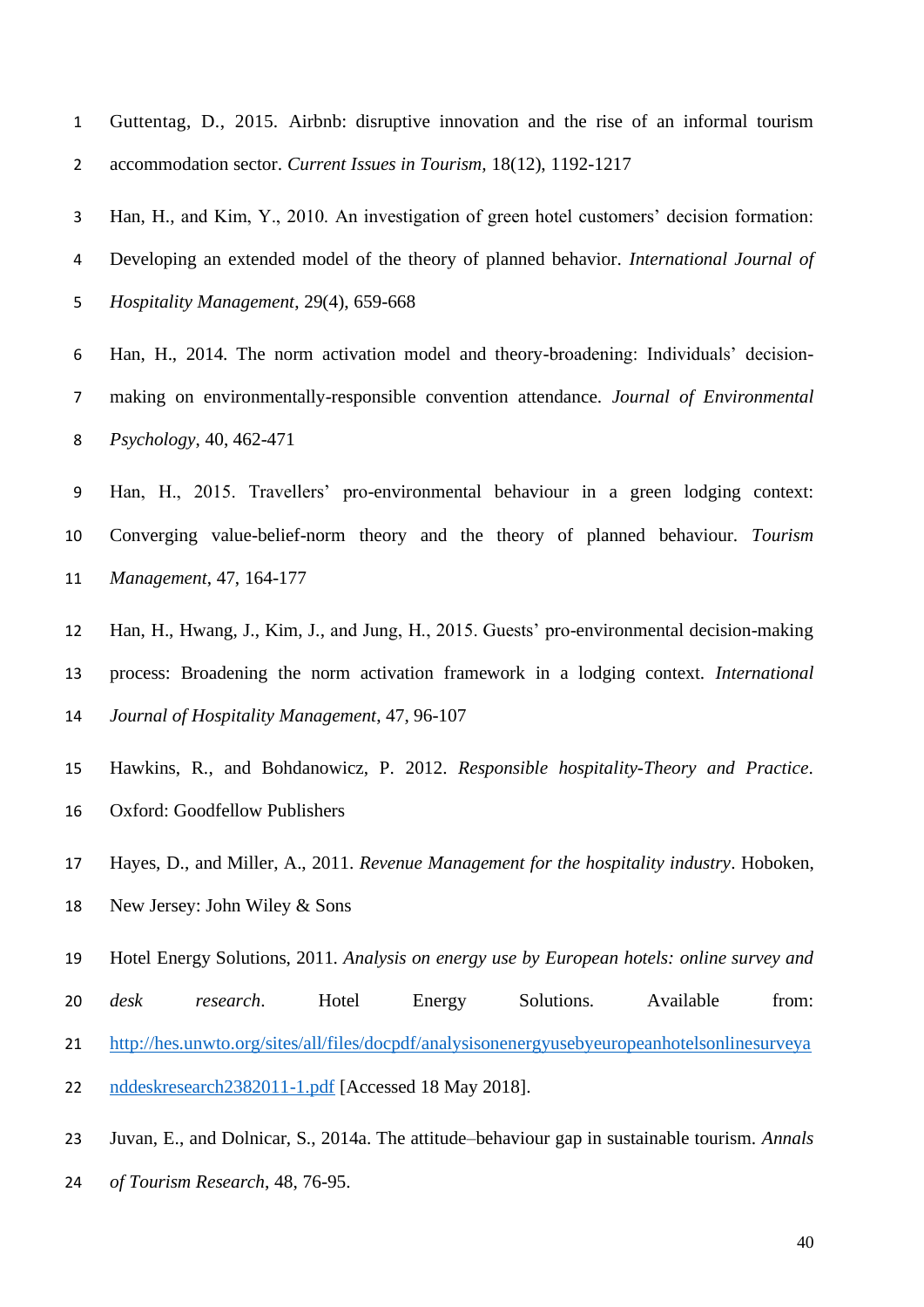Guttentag, D., 2015. Airbnb: disruptive innovation and the rise of an informal tourism accommodation sector. *Current Issues in Tourism*, 18(12), 1192-1217

Han, H., and Kim, Y., 2010. An investigation of green hotel customers' decision formation: Developing an extended model of the theory of planned behavior. *International Journal of Hospitality Management*, 29(4), 659-668

Han, H., 2014. The norm activation model and theory-broadening: Individuals' decision-making on environmentally-responsible convention attendance. *Journal of Environmental Psychology*, 40, 462-471

Han, H., 2015. Travellers' pro-environmental behaviour in a green lodging context: Converging value-belief-norm theory and the theory of planned behaviour. *Tourism Management*, 47, 164-177

Han, H., Hwang, J., Kim, J., and Jung, H., 2015. Guests' pro-environmental decision-making process: Broadening the norm activation framework in a lodging context. *International Journal of Hospitality Management*, 47, 96-107

Hawkins, R., and Bohdanowicz, P. 2012. *Responsible hospitality-Theory and Practice*. Oxford: Goodfellow Publishers

Hayes, D., and Miller, A., 2011. *Revenue Management for the hospitality industry*. Hoboken, New Jersey: John Wiley & Sons

Hotel Energy Solutions, 2011. *Analysis on energy use by European hotels: online survey and desk research*. Hotel Energy Solutions. Available from: http://hes.unwto.org/sites/all/files/docpdf/analysisonenergyusebyeuropeanhotelsonlinesurveyanddeskresearch2382011-1.pdf [Accessed 18 May 2018].

Juvan, E., and Dolnicar, S., 2014a. The attitude–behaviour gap in sustainable tourism. *Annals of Tourism Research*, 48, 76-95.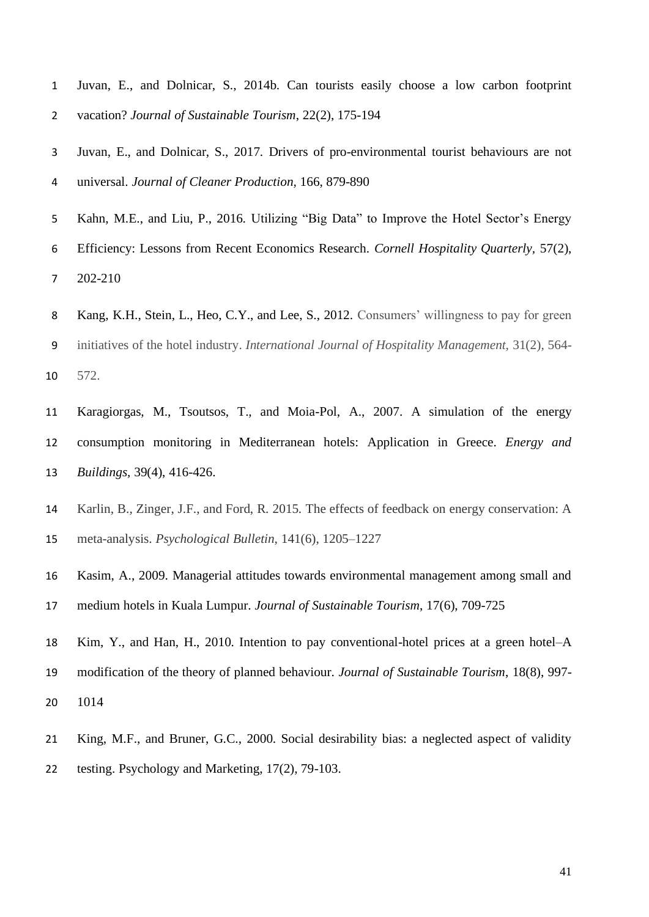Juvan, E., and Dolnicar, S., 2014b. Can tourists easily choose a low carbon footprint vacation? *Journal of Sustainable Tourism*, 22(2), 175-194

Juvan, E., and Dolnicar, S., 2017. Drivers of pro-environmental tourist behaviours are not universal. *Journal of Cleaner Production*, 166, 879-890

Kahn, M.E., and Liu, P., 2016. Utilizing "Big Data" to Improve the Hotel Sector's Energy Efficiency: Lessons from Recent Economics Research. *Cornell Hospitality Quarterly*, 57(2), 202-210

Kang, K.H., Stein, L., Heo, C.Y., and Lee, S., 2012. Consumers' willingness to pay for green initiatives of the hotel industry. *International Journal of Hospitality Management*, 31(2), 564-572.

Karagiorgas, M., Tsoutsos, T., and Moia-Pol, A., 2007. A simulation of the energy consumption monitoring in Mediterranean hotels: Application in Greece. *Energy and Buildings*, 39(4), 416-426.

Karlin, B., Zinger, J.F., and Ford, R. 2015. The effects of feedback on energy conservation: A meta-analysis. *Psychological Bulletin*, 141(6), 1205–1227

Kasim, A., 2009. Managerial attitudes towards environmental management among small and medium hotels in Kuala Lumpur. *Journal of Sustainable Tourism*, 17(6), 709-725

Kim, Y., and Han, H., 2010. Intention to pay conventional-hotel prices at a green hotel–A modification of the theory of planned behaviour. *Journal of Sustainable Tourism*, 18(8), 997-1014

King, M.F., and Bruner, G.C., 2000. Social desirability bias: a neglected aspect of validity testing. Psychology and Marketing, 17(2), 79-103.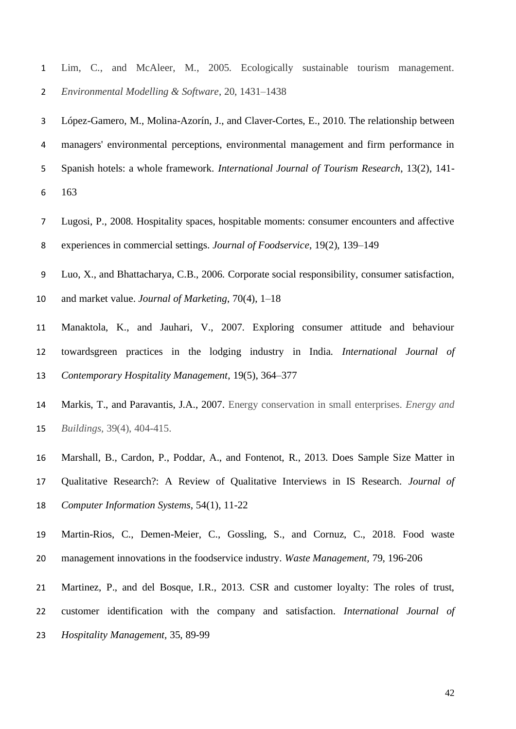Lim, C., and McAleer, M., 2005. Ecologically sustainable tourism management. *Environmental Modelling & Software*, 20, 1431–1438

López-Gamero, M., Molina-Azorín, J., and Claver-Cortes, E., 2010. The relationship between managers' environmental perceptions, environmental management and firm performance in Spanish hotels: a whole framework. *International Journal of Tourism Research*, 13(2), 141-163

Lugosi, P., 2008. Hospitality spaces, hospitable moments: consumer encounters and affective experiences in commercial settings. *Journal of Foodservice*, 19(2), 139–149

Luo, X., and Bhattacharya, C.B., 2006. Corporate social responsibility, consumer satisfaction, and market value. *Journal of Marketing*, 70(4), 1–18

Manaktola, K., and Jauhari, V., 2007. Exploring consumer attitude and behaviour towardsgreen practices in the lodging industry in India. *International Journal of Contemporary Hospitality Management*, 19(5), 364–377

Markis, T., and Paravantis, J.A., 2007. Energy conservation in small enterprises. *Energy and Buildings*, 39(4), 404-415.

Marshall, B., Cardon, P., Poddar, A., and Fontenot, R., 2013. Does Sample Size Matter in Qualitative Research?: A Review of Qualitative Interviews in IS Research. *Journal of Computer Information Systems*, 54(1), 11-22

Martin-Rios, C., Demen-Meier, C., Gossling, S., and Cornuz, C., 2018. Food waste management innovations in the foodservice industry. *Waste Management*, 79, 196-206

Martinez, P., and del Bosque, I.R., 2013. CSR and customer loyalty: The roles of trust, customer identification with the company and satisfaction. *International Journal of Hospitality Management*, 35, 89-99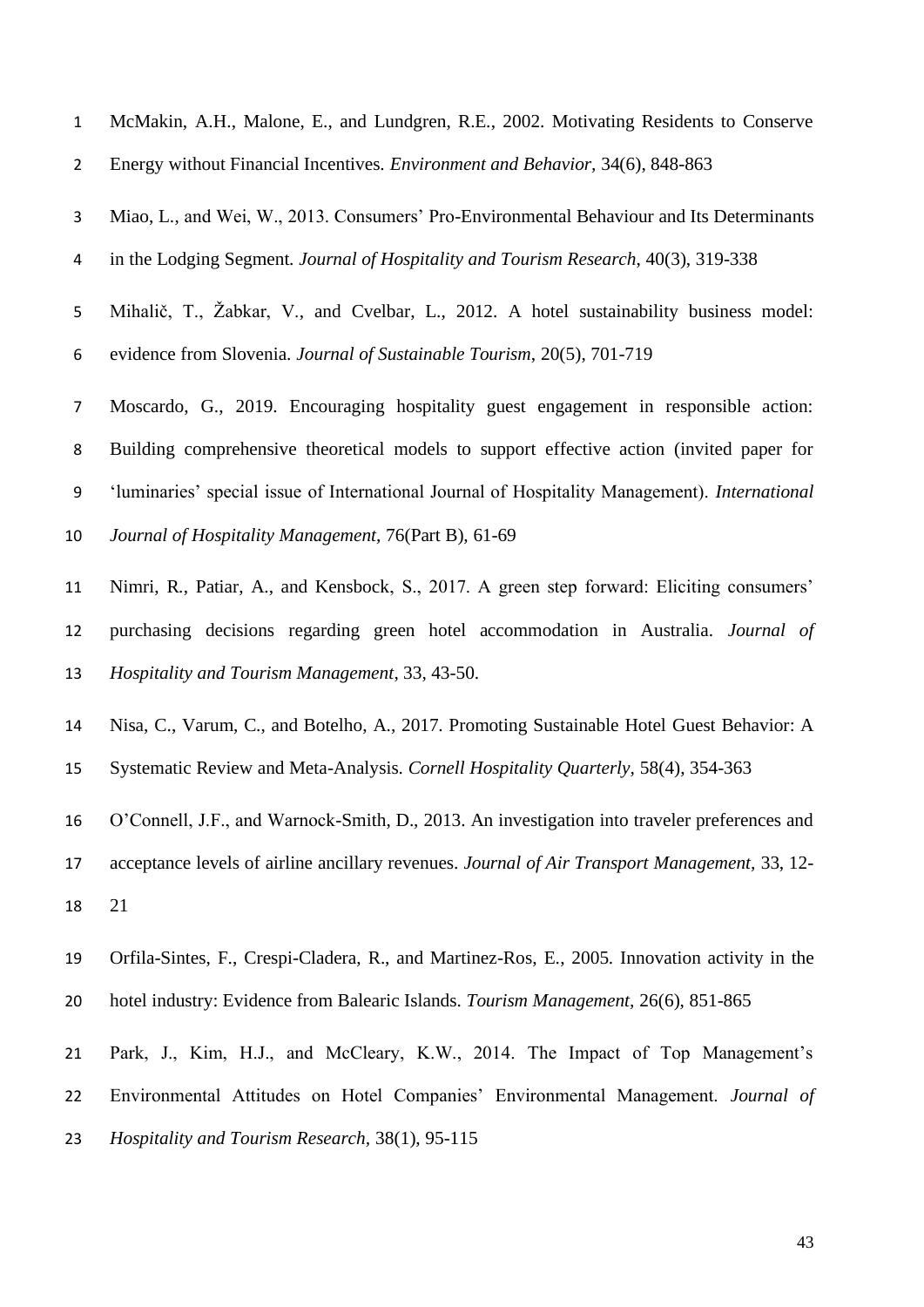McMakin, A.H., Malone, E., and Lundgren, R.E., 2002. Motivating Residents to Conserve Energy without Financial Incentives. *Environment and Behavior,* 34(6), 848-863

Miao, L., and Wei, W., 2013. Consumers' Pro-Environmental Behaviour and Its Determinants in the Lodging Segment. *Journal of Hospitality and Tourism Research*, 40(3), 319-338

Mihalič, T., Žabkar, V., and Cvelbar, L., 2012. A hotel sustainability business model: evidence from Slovenia. *Journal of Sustainable Tourism*, 20(5), 701-719

Moscardo, G., 2019. Encouraging hospitality guest engagement in responsible action: Building comprehensive theoretical models to support effective action (invited paper for 'luminaries' special issue of International Journal of Hospitality Management). *International Journal of Hospitality Management,* 76(Part B), 61-69

Nimri, R., Patiar, A., and Kensbock, S., 2017. A green step forward: Eliciting consumers' purchasing decisions regarding green hotel accommodation in Australia. *Journal of Hospitality and Tourism Management*, 33, 43-50.

Nisa, C., Varum, C., and Botelho, A., 2017. Promoting Sustainable Hotel Guest Behavior: A Systematic Review and Meta-Analysis. *Cornell Hospitality Quarterly*, 58(4), 354-363

O'Connell, J.F., and Warnock-Smith, D., 2013. An investigation into traveler preferences and acceptance levels of airline ancillary revenues. *Journal of Air Transport Management*, 33, 12-21

Orfila-Sintes, F., Crespi-Cladera, R., and Martinez-Ros, E., 2005. Innovation activity in the hotel industry: Evidence from Balearic Islands. *Tourism Management*, 26(6), 851-865

Park, J., Kim, H.J., and McCleary, K.W., 2014. The Impact of Top Management's Environmental Attitudes on Hotel Companies' Environmental Management. *Journal of Hospitality and Tourism Research*, 38(1), 95-115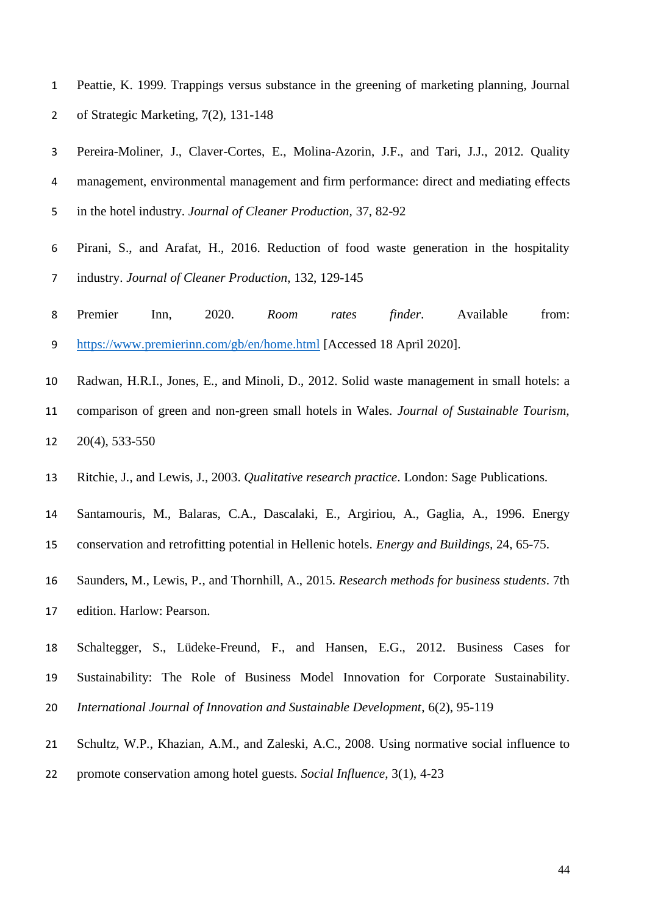Peattie, K. 1999. Trappings versus substance in the greening of marketing planning, Journal of Strategic Marketing, 7(2), 131-148

Pereira-Moliner, J., Claver-Cortes, E., Molina-Azorin, J.F., and Tari, J.J., 2012. Quality management, environmental management and firm performance: direct and mediating effects in the hotel industry. *Journal of Cleaner Production*, 37, 82-92

Pirani, S., and Arafat, H., 2016. Reduction of food waste generation in the hospitality industry. *Journal of Cleaner Production*, 132, 129-145

Premier Inn, 2020. *Room rates finder*. Available from: https://www.premierinn.com/gb/en/home.html [Accessed 18 April 2020].

Radwan, H.R.I., Jones, E., and Minoli, D., 2012. Solid waste management in small hotels: a comparison of green and non-green small hotels in Wales. *Journal of Sustainable Tourism*, 20(4), 533-550

Ritchie, J., and Lewis, J., 2003. *Qualitative research practice*. London: Sage Publications.

Santamouris, M., Balaras, C.A., Dascalaki, E., Argiriou, A., Gaglia, A., 1996. Energy conservation and retrofitting potential in Hellenic hotels. *Energy and Buildings*, 24, 65-75.

Saunders, M., Lewis, P., and Thornhill, A., 2015. *Research methods for business students*. 7th edition. Harlow: Pearson.

Schaltegger, S., Lüdeke-Freund, F., and Hansen, E.G., 2012. Business Cases for Sustainability: The Role of Business Model Innovation for Corporate Sustainability. *International Journal of Innovation and Sustainable Development*, 6(2), 95-119

Schultz, W.P., Khazian, A.M., and Zaleski, A.C., 2008. Using normative social influence to promote conservation among hotel guests. *Social Influence*, 3(1), 4-23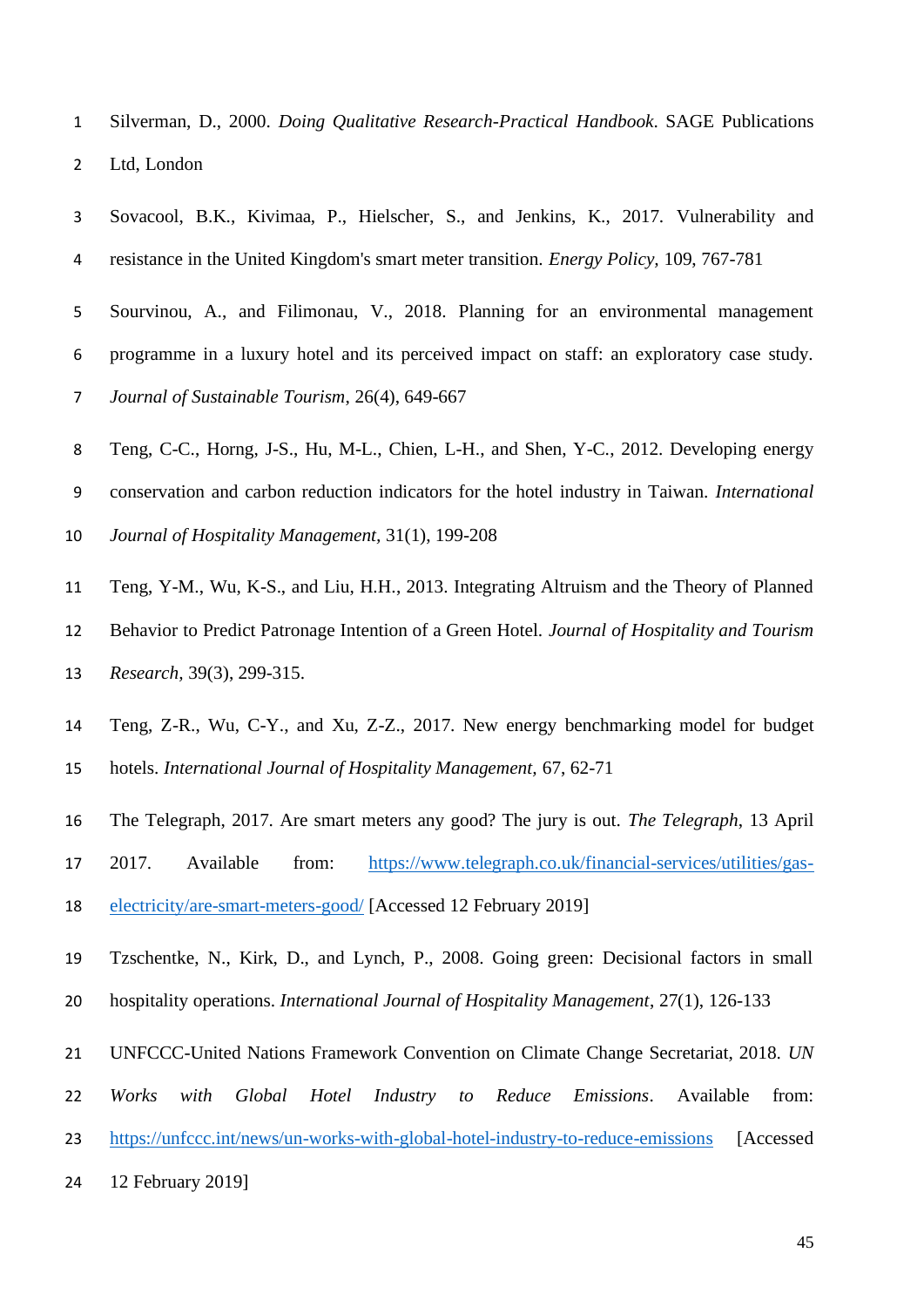Silverman, D., 2000. *Doing Qualitative Research-Practical Handbook*. SAGE Publications Ltd, London

Sovacool, B.K., Kivimaa, P., Hielscher, S., and Jenkins, K., 2017. Vulnerability and resistance in the United Kingdom's smart meter transition. *Energy Policy*, 109, 767-781

Sourvinou, A., and Filimonau, V., 2018. Planning for an environmental management programme in a luxury hotel and its perceived impact on staff: an exploratory case study. *Journal of Sustainable Tourism*, 26(4), 649-667

Teng, C-C., Horng, J-S., Hu, M-L., Chien, L-H., and Shen, Y-C., 2012. Developing energy conservation and carbon reduction indicators for the hotel industry in Taiwan. *International Journal of Hospitality Management*, 31(1), 199-208

Teng, Y-M., Wu, K-S., and Liu, H.H., 2013. Integrating Altruism and the Theory of Planned Behavior to Predict Patronage Intention of a Green Hotel. *Journal of Hospitality and Tourism Research*, 39(3), 299-315.

Teng, Z-R., Wu, C-Y., and Xu, Z-Z., 2017. New energy benchmarking model for budget hotels. *International Journal of Hospitality Management*, 67, 62-71

The Telegraph, 2017. Are smart meters any good? The jury is out. *The Telegraph*, 13 April 2017. Available from: [https://www.telegraph.co.uk/financial-services/utilities/gas-electricity/are-smart-meters-good/](https://www.telegraph.co.uk/financial-services/utilities/gas-electricity/are-smart-meters-good/) [Accessed 12 February 2019]

Tzschentke, N., Kirk, D., and Lynch, P., 2008. Going green: Decisional factors in small hospitality operations. *International Journal of Hospitality Management*, 27(1), 126-133

UNFCCC-United Nations Framework Convention on Climate Change Secretariat, 2018. *UN Works with Global Hotel Industry to Reduce Emissions*. Available from: [https://unfccc.int/news/un-works-with-global-hotel-industry-to-reduce-emissions](https://unfccc.int/news/un-works-with-global-hotel-industry-to-reduce-emissions) [Accessed 12 February 2019]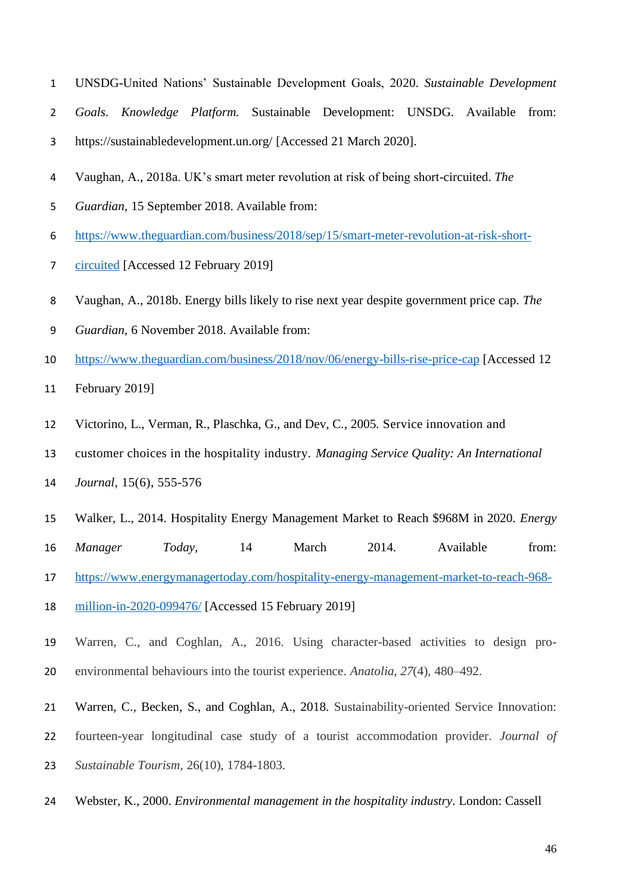UNSDG-United Nations' Sustainable Development Goals, 2020. *Sustainable Development Goals*. *Knowledge Platform.* Sustainable Development: UNSDG. Available from: https://sustainabledevelopment.un.org/ [Accessed 21 March 2020].

Vaughan, A., 2018a. UK's smart meter revolution at risk of being short-circuited. *The Guardian*, 15 September 2018. Available from: https://www.theguardian.com/business/2018/sep/15/smart-meter-revolution-at-risk-short-circuited [Accessed 12 February 2019]

Vaughan, A., 2018b. Energy bills likely to rise next year despite government price cap. *The Guardian*, 6 November 2018. Available from: https://www.theguardian.com/business/2018/nov/06/energy-bills-rise-price-cap [Accessed 12 February 2019]

Victorino, L., Verman, R., Plaschka, G., and Dev, C., 2005. Service innovation and customer choices in the hospitality industry. *Managing Service Quality: An International Journal*, 15(6), 555-576

Walker, L., 2014. Hospitality Energy Management Market to Reach $968M in 2020. *Energy Manager Today*, 14 March 2014. Available from: https://www.energymanagertoday.com/hospitality-energy-management-market-to-reach-968-million-in-2020-099476/ [Accessed 15 February 2019]

Warren, C., and Coghlan, A., 2016. Using character-based activities to design pro-environmental behaviours into the tourist experience. *Anatolia*, *27*(4), 480–492.

Warren, C., Becken, S., and Coghlan, A., 2018. Sustainability-oriented Service Innovation: fourteen-year longitudinal case study of a tourist accommodation provider. *Journal of Sustainable Tourism*, 26(10), 1784-1803.

Webster, K., 2000. *Environmental management in the hospitality industry*. London: Cassell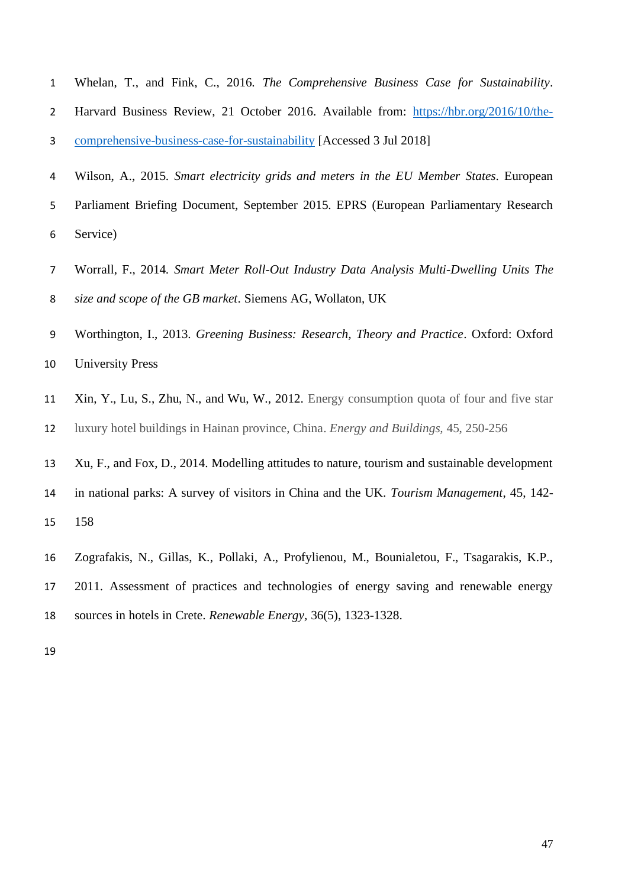Whelan, T., and Fink, C., 2016. *The Comprehensive Business Case for Sustainability*. Harvard Business Review, 21 October 2016. Available from: [https://hbr.org/2016/10/the-comprehensive-business-case-for-sustainability](https://hbr.org/2016/10/the-comprehensive-business-case-for-sustainability) [Accessed 3 Jul 2018]

Wilson, A., 2015. *Smart electricity grids and meters in the EU Member States*. European Parliament Briefing Document, September 2015. EPRS (European Parliamentary Research Service)

Worrall, F., 2014. *Smart Meter Roll-Out Industry Data Analysis Multi-Dwelling Units The size and scope of the GB market*. Siemens AG, Wollaton, UK

Worthington, I., 2013. *Greening Business: Research, Theory and Practice*. Oxford: Oxford University Press

Xin, Y., Lu, S., Zhu, N., and Wu, W., 2012. Energy consumption quota of four and five star luxury hotel buildings in Hainan province, China. *Energy and Buildings*, 45, 250-256

Xu, F., and Fox, D., 2014. Modelling attitudes to nature, tourism and sustainable development in national parks: A survey of visitors in China and the UK. *Tourism Management*, 45, 142-158

Zografakis, N., Gillas, K., Pollaki, A., Profylienou, M., Bounialetou, F., Tsagarakis, K.P., 2011. Assessment of practices and technologies of energy saving and renewable energy sources in hotels in Crete. *Renewable Energy*, 36(5), 1323-1328.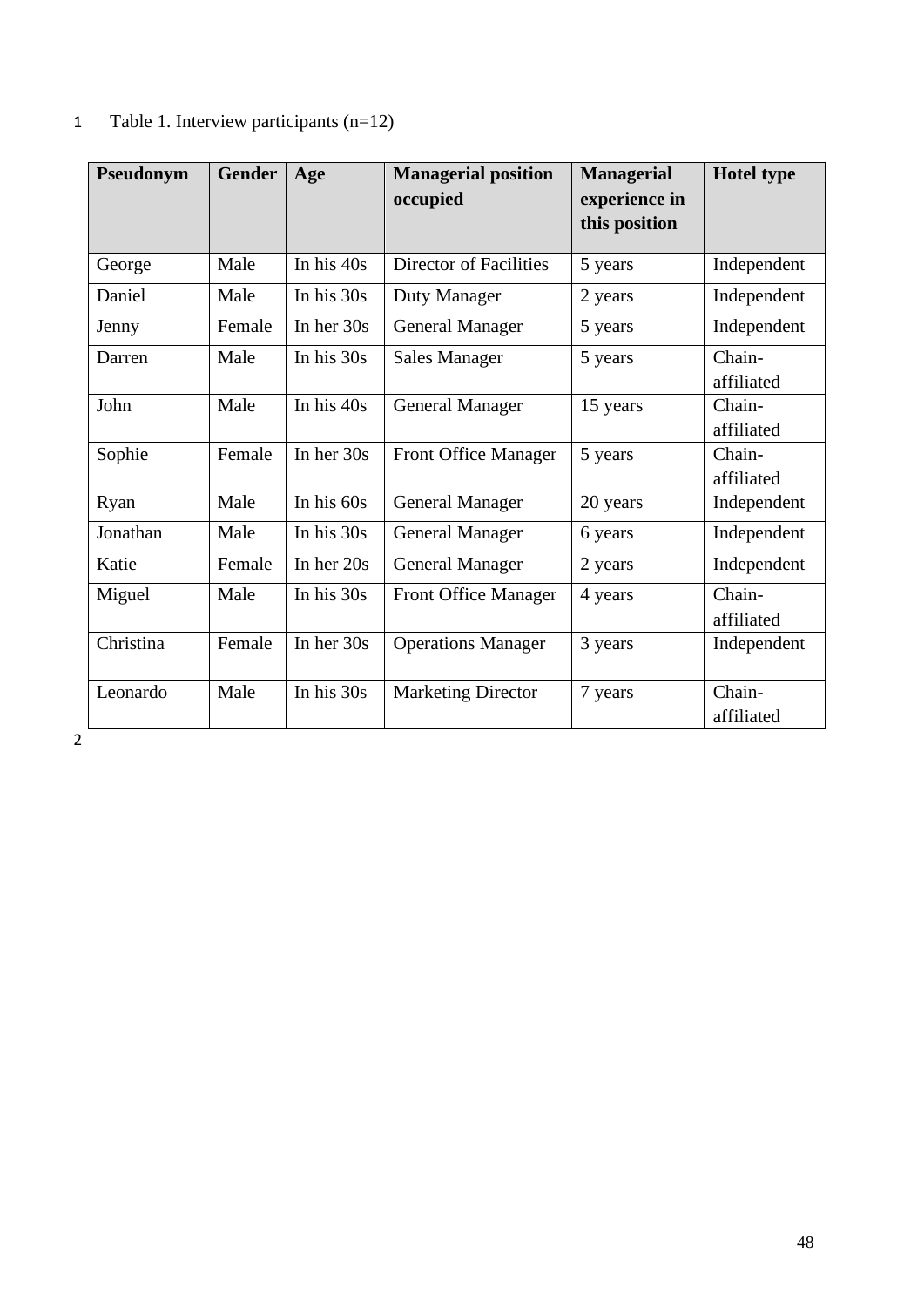Table 1. Interview participants (n=12)

| Pseudonym | Gender | Age | Managerial position occupied | Managerial experience in this position | Hotel type |
|---|---|---|---|---|---|
| George | Male | In his 40s | Director of Facilities | 5 years | Independent |
| Daniel | Male | In his 30s | Duty Manager | 2 years | Independent |
| Jenny | Female | In her 30s | General Manager | 5 years | Independent |
| Darren | Male | In his 30s | Sales Manager | 5 years | Chain-affiliated |
| John | Male | In his 40s | General Manager | 15 years | Chain-affiliated |
| Sophie | Female | In her 30s | Front Office Manager | 5 years | Chain-affiliated |
| Ryan | Male | In his 60s | General Manager | 20 years | Independent |
| Jonathan | Male | In his 30s | General Manager | 6 years | Independent |
| Katie | Female | In her 20s | General Manager | 2 years | Independent |
| Miguel | Male | In his 30s | Front Office Manager | 4 years | Chain-affiliated |
| Christina | Female | In her 30s | Operations Manager | 3 years | Independent |
| Leonardo | Male | In his 30s | Marketing Director | 7 years | Chain-affiliated |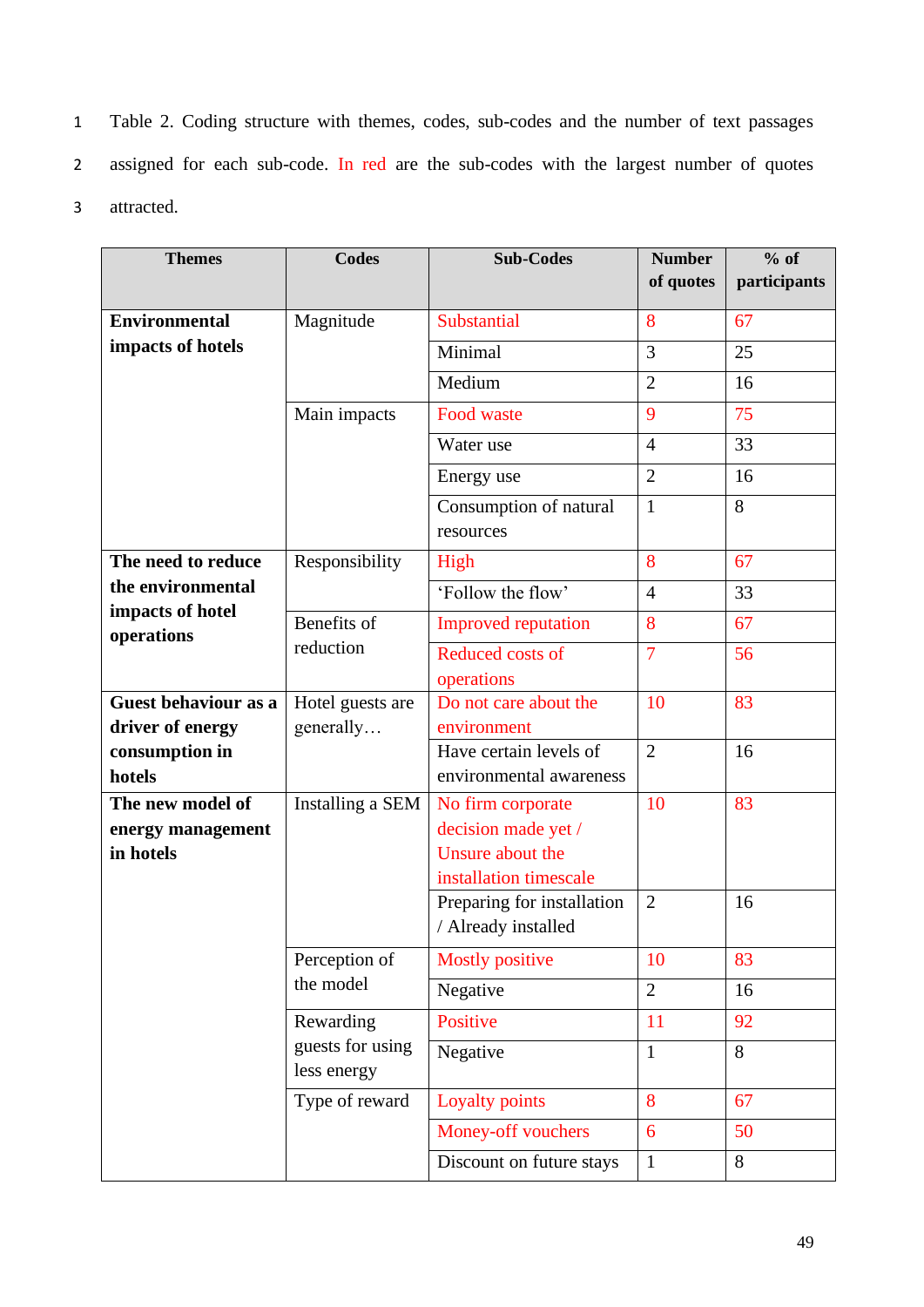Table 2. Coding structure with themes, codes, sub-codes and the number of text passages assigned for each sub-code. In red are the sub-codes with the largest number of quotes attracted.

| Themes | Codes | Sub-Codes | Number of quotes | % of participants |
|---|---|---|---|---|
| **Environmental impacts of hotels** | Magnitude | Substantial | 8 | 67 |
| | | Minimal | 3 | 25 |
| | | Medium | 2 | 16 |
| | Main impacts | Food waste | 9 | 75 |
| | | Water use | 4 | 33 |
| | | Energy use | 2 | 16 |
| | | Consumption of natural resources | 1 | 8 |
| **The need to reduce the environmental impacts of hotel operations** | Responsibility | High | 8 | 67 |
| | | 'Follow the flow' | 4 | 33 |
| | Benefits of reduction | Improved reputation | 8 | 67 |
| | | Reduced costs of operations | 7 | 56 |
| **Guest behaviour as a driver of energy consumption in hotels** | Hotel guests are generally… | Do not care about the environment | 10 | 83 |
| | | Have certain levels of environmental awareness | 2 | 16 |
| **The new model of energy management in hotels** | Installing a SEM | No firm corporate decision made yet / Unsure about the installation timescale | 10 | 83 |
| | | Preparing for installation / Already installed | 2 | 16 |
| | Perception of the model | Mostly positive | 10 | 83 |
| | | Negative | 2 | 16 |
| | Rewarding guests for using less energy | Positive | 11 | 92 |
| | | Negative | 1 | 8 |
| | Type of reward | Loyalty points | 8 | 67 |
| | | Money-off vouchers | 6 | 50 |
| | | Discount on future stays | 1 | 8 |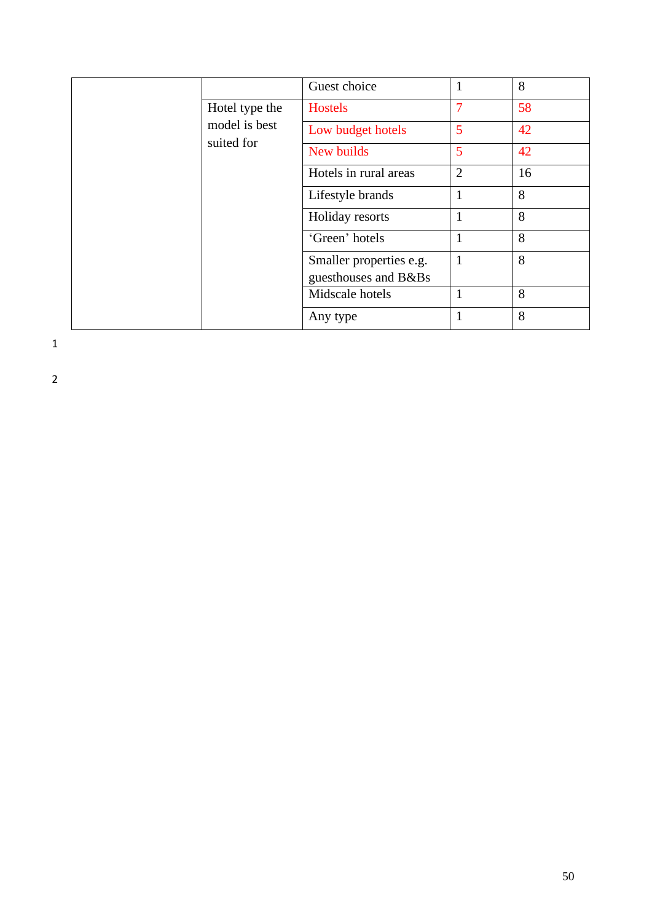| | | | | |
|---|---|---|---|---|
| | | Guest choice | 1 | 8 |
| | Hotel type the model is best suited for | Hostels | 7 | 58 |
| | | Low budget hotels | 5 | 42 |
| | | New builds | 5 | 42 |
| | | Hotels in rural areas | 2 | 16 |
| | | Lifestyle brands | 1 | 8 |
| | | Holiday resorts | 1 | 8 |
| | | 'Green' hotels | 1 | 8 |
| | | Smaller properties e.g. guesthouses and B&Bs | 1 | 8 |
| | | Midscale hotels | 1 | 8 |
| | | Any type | 1 | 8 |

1

2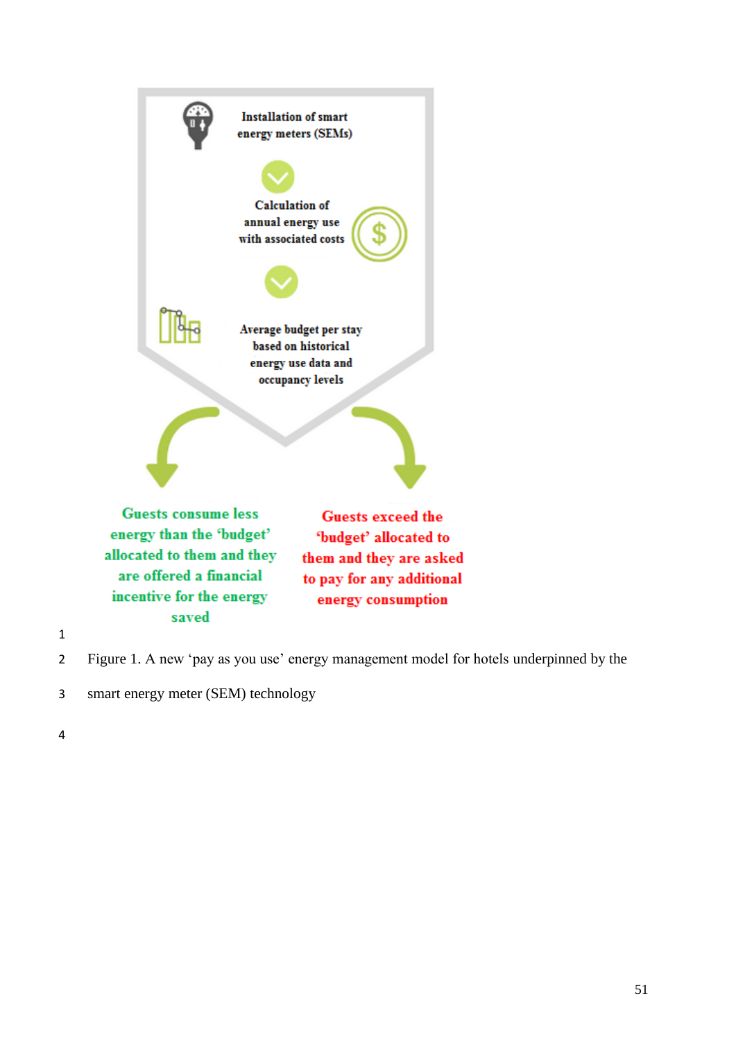Installation of smart energy meters (SEMs)

Calculation of annual energy use with associated costs

Average budget per stay based on historical energy use data and occupancy levels

Guests consume less energy than the 'budget' allocated to them and they are offered a financial incentive for the energy saved

Guests exceed the 'budget' allocated to them and they are asked to pay for any additional energy consumption

Figure 1. A new 'pay as you use' energy management model for hotels underpinned by the smart energy meter (SEM) technology